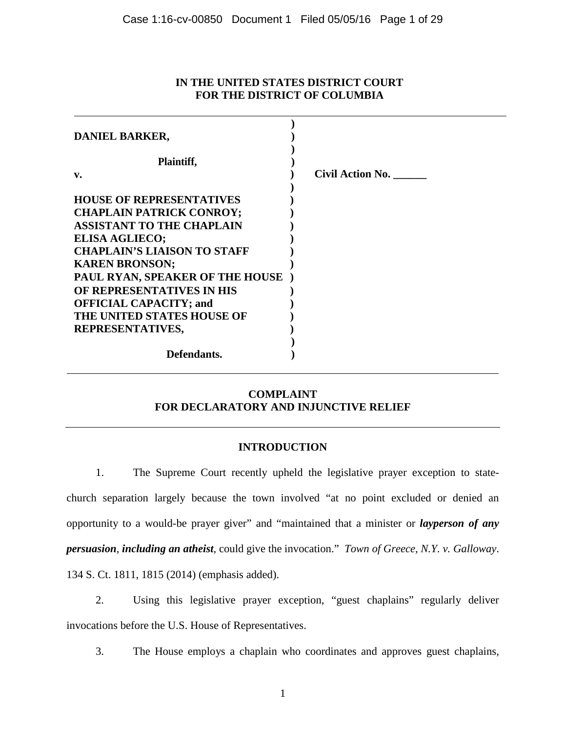**IN THE UNITED STATES DISTRICT COURT**
**FOR THE DISTRICT OF COLUMBIA**

| | |
|---|---|
| **DANIEL BARKER,** | |
| **Plaintiff,** | |
| **v.** | **Civil Action No. ______** |
| **HOUSE OF REPRESENTATIVES CHAPLAIN PATRICK CONROY; ASSISTANT TO THE CHAPLAIN ELISA AGLIECO; CHAPLAIN'S LIAISON TO STAFF KAREN BRONSON; PAUL RYAN, SPEAKER OF THE HOUSE OF REPRESENTATIVES IN HIS OFFICIAL CAPACITY; and THE UNITED STATES HOUSE OF REPRESENTATIVES,** | |
| **Defendants.** | |

## COMPLAINT FOR DECLARATORY AND INJUNCTIVE RELIEF

## INTRODUCTION

1. The Supreme Court recently upheld the legislative prayer exception to state-church separation largely because the town involved "at no point excluded or denied an opportunity to a would-be prayer giver" and "maintained that a minister or ***layperson of any persuasion***, ***including an atheist***, could give the invocation." *Town of Greece, N.Y. v. Galloway*. 134 S. Ct. 1811, 1815 (2014) (emphasis added).

2. Using this legislative prayer exception, "guest chaplains" regularly deliver invocations before the U.S. House of Representatives.

3. The House employs a chaplain who coordinates and approves guest chaplains,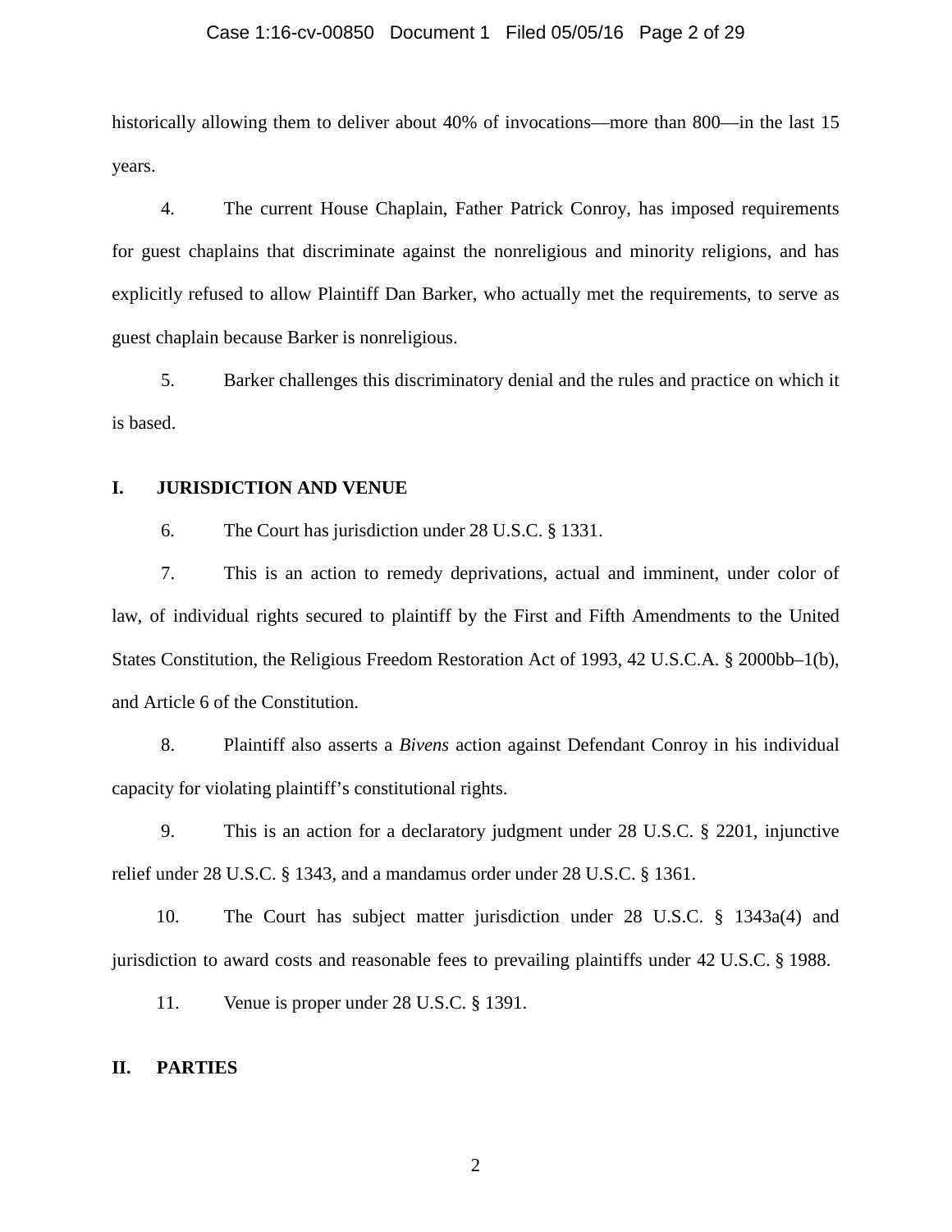historically allowing them to deliver about 40% of invocations—more than 800—in the last 15 years.

4. The current House Chaplain, Father Patrick Conroy, has imposed requirements for guest chaplains that discriminate against the nonreligious and minority religions, and has explicitly refused to allow Plaintiff Dan Barker, who actually met the requirements, to serve as guest chaplain because Barker is nonreligious.

5. Barker challenges this discriminatory denial and the rules and practice on which it is based.

## I. JURISDICTION AND VENUE

6. The Court has jurisdiction under 28 U.S.C. § 1331.

7. This is an action to remedy deprivations, actual and imminent, under color of law, of individual rights secured to plaintiff by the First and Fifth Amendments to the United States Constitution, the Religious Freedom Restoration Act of 1993, 42 U.S.C.A. § 2000bb–1(b), and Article 6 of the Constitution.

8. Plaintiff also asserts a *Bivens* action against Defendant Conroy in his individual capacity for violating plaintiff's constitutional rights.

9. This is an action for a declaratory judgment under 28 U.S.C. § 2201, injunctive relief under 28 U.S.C. § 1343, and a mandamus order under 28 U.S.C. § 1361.

10. The Court has subject matter jurisdiction under 28 U.S.C. § 1343a(4) and jurisdiction to award costs and reasonable fees to prevailing plaintiffs under 42 U.S.C. § 1988.

11. Venue is proper under 28 U.S.C. § 1391.

## II. PARTIES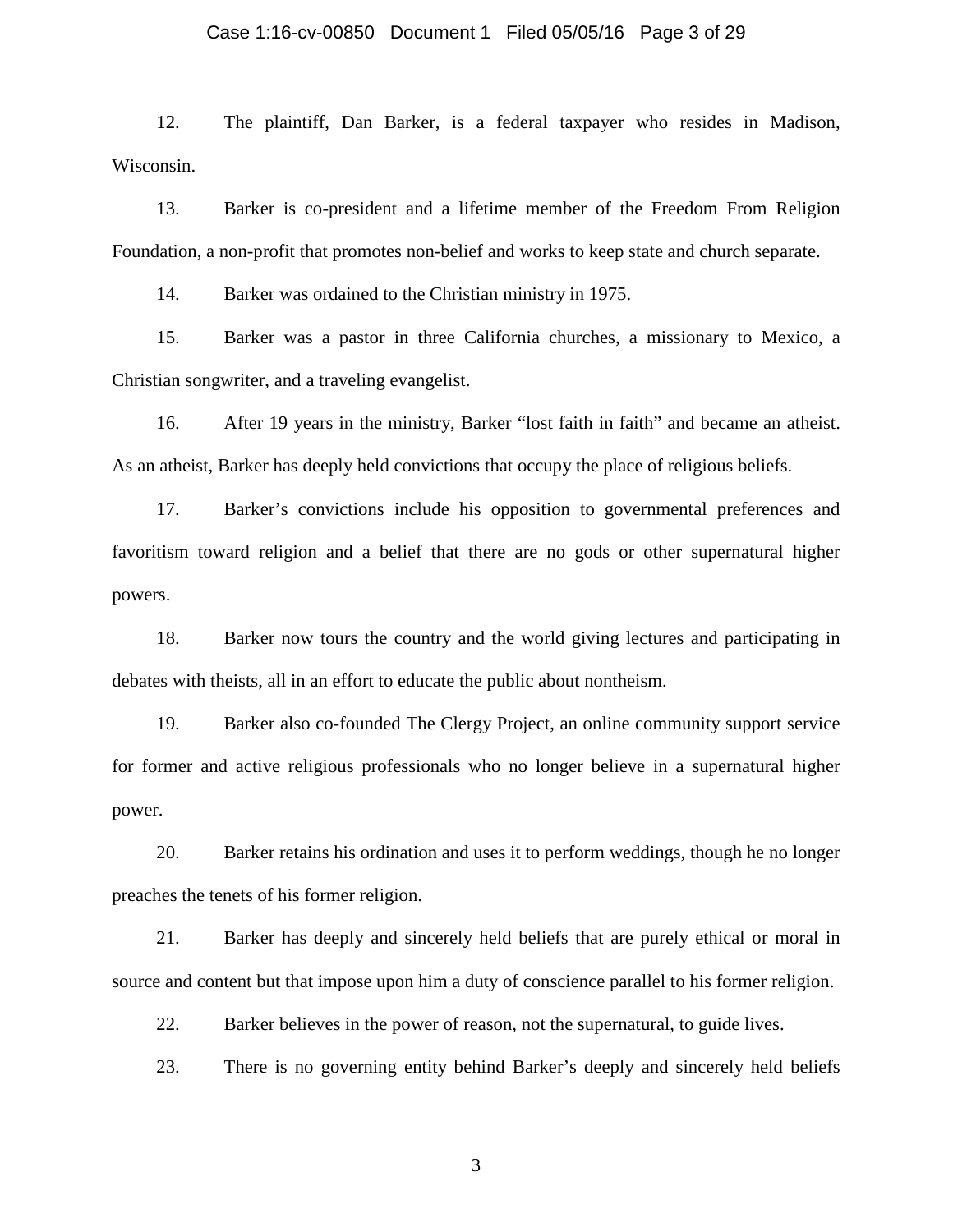12. The plaintiff, Dan Barker, is a federal taxpayer who resides in Madison, Wisconsin.

13. Barker is co-president and a lifetime member of the Freedom From Religion Foundation, a non-profit that promotes non-belief and works to keep state and church separate.

14. Barker was ordained to the Christian ministry in 1975.

15. Barker was a pastor in three California churches, a missionary to Mexico, a Christian songwriter, and a traveling evangelist.

16. After 19 years in the ministry, Barker "lost faith in faith" and became an atheist. As an atheist, Barker has deeply held convictions that occupy the place of religious beliefs.

17. Barker's convictions include his opposition to governmental preferences and favoritism toward religion and a belief that there are no gods or other supernatural higher powers.

18. Barker now tours the country and the world giving lectures and participating in debates with theists, all in an effort to educate the public about nontheism.

19. Barker also co-founded The Clergy Project, an online community support service for former and active religious professionals who no longer believe in a supernatural higher power.

20. Barker retains his ordination and uses it to perform weddings, though he no longer preaches the tenets of his former religion.

21. Barker has deeply and sincerely held beliefs that are purely ethical or moral in source and content but that impose upon him a duty of conscience parallel to his former religion.

22. Barker believes in the power of reason, not the supernatural, to guide lives.

23. There is no governing entity behind Barker's deeply and sincerely held beliefs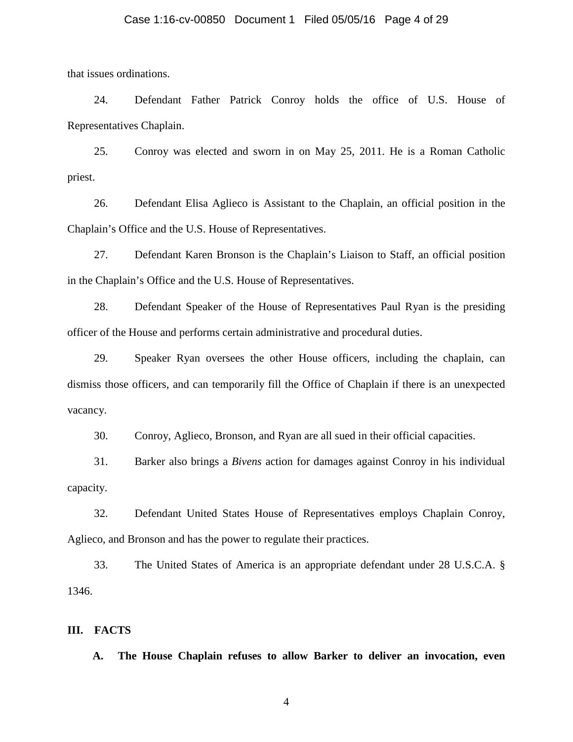that issues ordinations.

24. Defendant Father Patrick Conroy holds the office of U.S. House of Representatives Chaplain.

25. Conroy was elected and sworn in on May 25, 2011. He is a Roman Catholic priest.

26. Defendant Elisa Aglieco is Assistant to the Chaplain, an official position in the Chaplain's Office and the U.S. House of Representatives.

27. Defendant Karen Bronson is the Chaplain's Liaison to Staff, an official position in the Chaplain's Office and the U.S. House of Representatives.

28. Defendant Speaker of the House of Representatives Paul Ryan is the presiding officer of the House and performs certain administrative and procedural duties.

29. Speaker Ryan oversees the other House officers, including the chaplain, can dismiss those officers, and can temporarily fill the Office of Chaplain if there is an unexpected vacancy.

30. Conroy, Aglieco, Bronson, and Ryan are all sued in their official capacities.

31. Barker also brings a *Bivens* action for damages against Conroy in his individual capacity.

32. Defendant United States House of Representatives employs Chaplain Conroy, Aglieco, and Bronson and has the power to regulate their practices.

33. The United States of America is an appropriate defendant under 28 U.S.C.A. § 1346.

## III. FACTS

### A. The House Chaplain refuses to allow Barker to deliver an invocation, even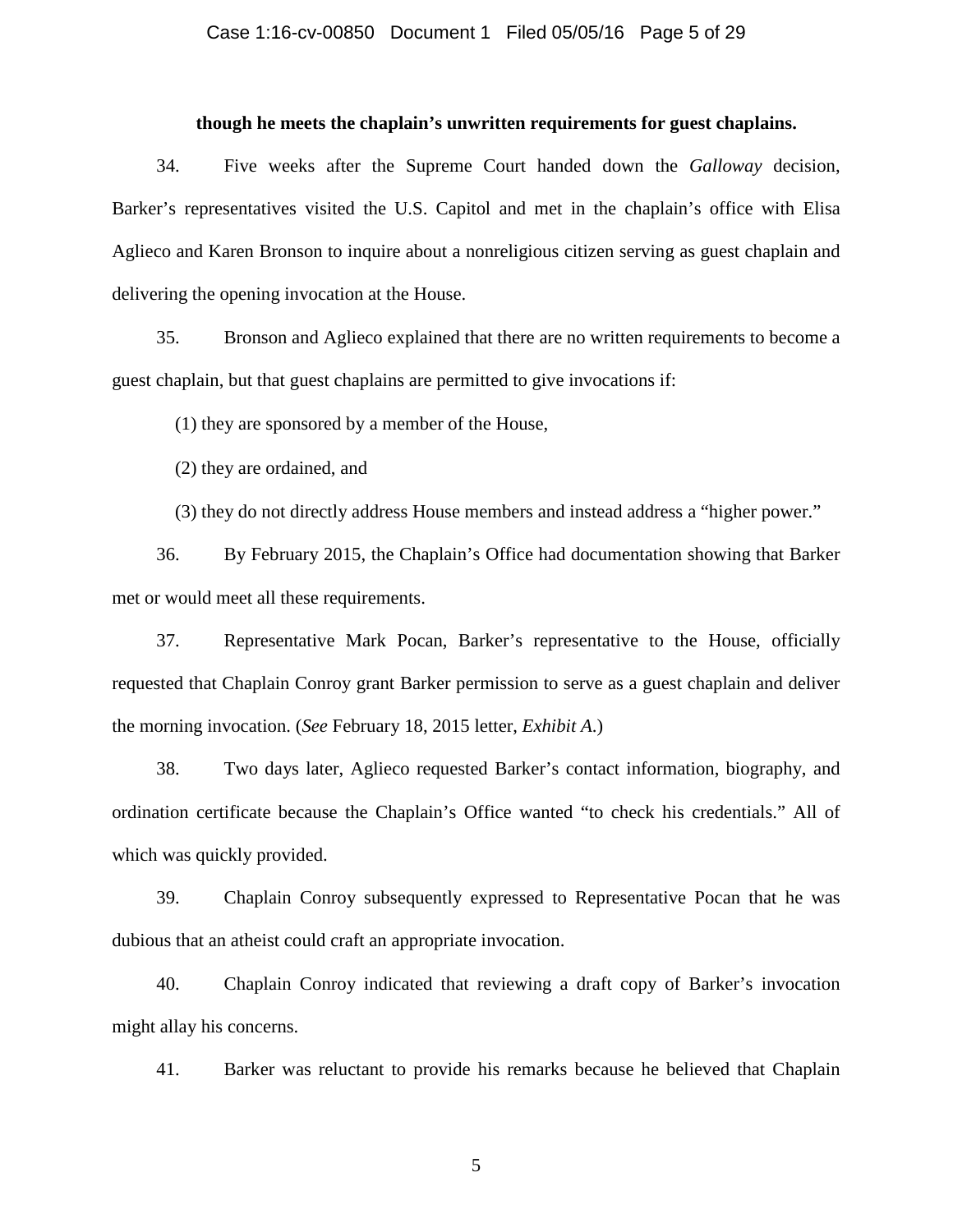**though he meets the chaplain's unwritten requirements for guest chaplains.**

34. Five weeks after the Supreme Court handed down the *Galloway* decision, Barker's representatives visited the U.S. Capitol and met in the chaplain's office with Elisa Aglieco and Karen Bronson to inquire about a nonreligious citizen serving as guest chaplain and delivering the opening invocation at the House.

35. Bronson and Aglieco explained that there are no written requirements to become a guest chaplain, but that guest chaplains are permitted to give invocations if:

(1) they are sponsored by a member of the House,

(2) they are ordained, and

(3) they do not directly address House members and instead address a "higher power."

36. By February 2015, the Chaplain's Office had documentation showing that Barker met or would meet all these requirements.

37. Representative Mark Pocan, Barker's representative to the House, officially requested that Chaplain Conroy grant Barker permission to serve as a guest chaplain and deliver the morning invocation. (*See* February 18, 2015 letter, *Exhibit A*.)

38. Two days later, Aglieco requested Barker's contact information, biography, and ordination certificate because the Chaplain's Office wanted "to check his credentials." All of which was quickly provided.

39. Chaplain Conroy subsequently expressed to Representative Pocan that he was dubious that an atheist could craft an appropriate invocation.

40. Chaplain Conroy indicated that reviewing a draft copy of Barker's invocation might allay his concerns.

41. Barker was reluctant to provide his remarks because he believed that Chaplain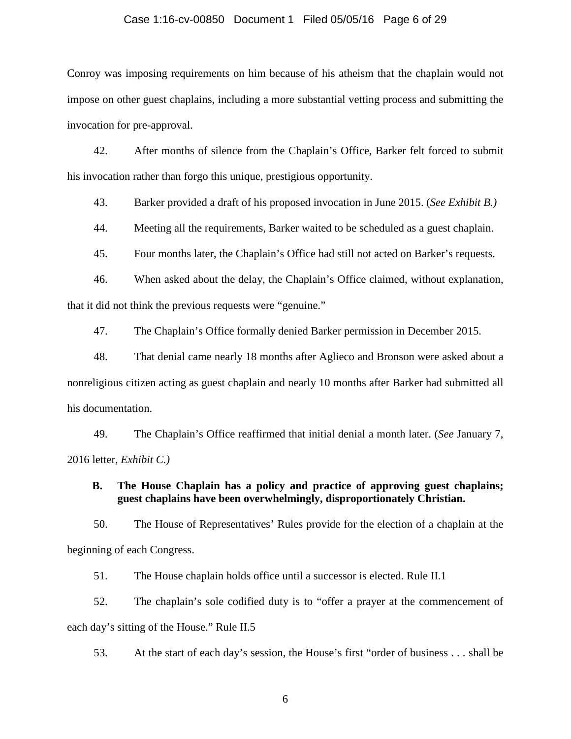Conroy was imposing requirements on him because of his atheism that the chaplain would not impose on other guest chaplains, including a more substantial vetting process and submitting the invocation for pre-approval.

42. After months of silence from the Chaplain's Office, Barker felt forced to submit his invocation rather than forgo this unique, prestigious opportunity.

43. Barker provided a draft of his proposed invocation in June 2015. (*See Exhibit B.)*

44. Meeting all the requirements, Barker waited to be scheduled as a guest chaplain.

45. Four months later, the Chaplain's Office had still not acted on Barker's requests.

46. When asked about the delay, the Chaplain's Office claimed, without explanation, that it did not think the previous requests were "genuine."

47. The Chaplain's Office formally denied Barker permission in December 2015.

48. That denial came nearly 18 months after Aglieco and Bronson were asked about a nonreligious citizen acting as guest chaplain and nearly 10 months after Barker had submitted all his documentation.

49. The Chaplain's Office reaffirmed that initial denial a month later. (*See* January 7, 2016 letter, *Exhibit C.)*

### B. The House Chaplain has a policy and practice of approving guest chaplains; guest chaplains have been overwhelmingly, disproportionately Christian.

50. The House of Representatives' Rules provide for the election of a chaplain at the beginning of each Congress.

51. The House chaplain holds office until a successor is elected. Rule II.1

52. The chaplain's sole codified duty is to "offer a prayer at the commencement of each day's sitting of the House." Rule II.5

53. At the start of each day's session, the House's first "order of business . . . shall be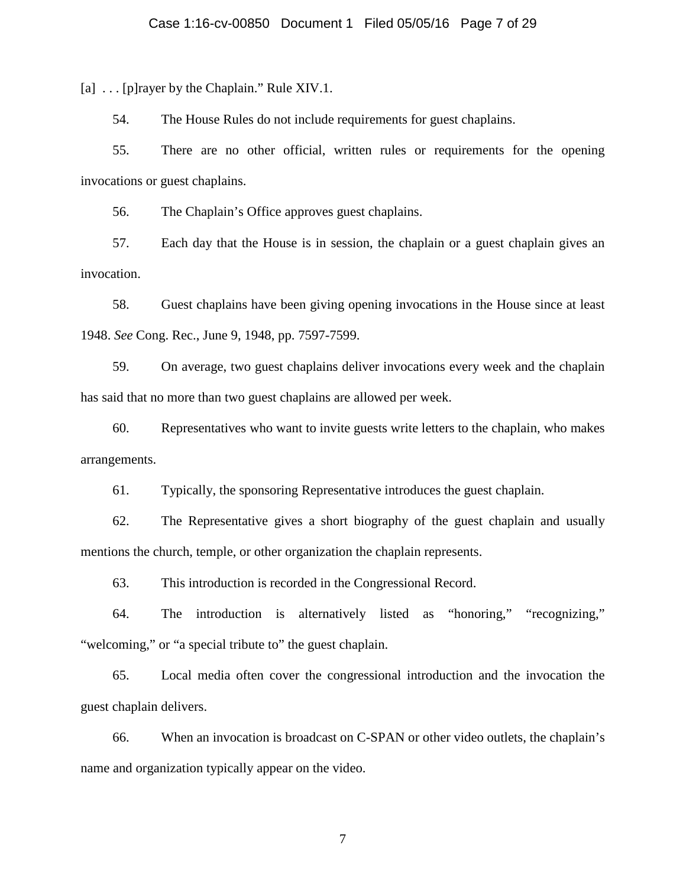[a] . . . [p]rayer by the Chaplain." Rule XIV.1.

54. The House Rules do not include requirements for guest chaplains.

55. There are no other official, written rules or requirements for the opening invocations or guest chaplains.

56. The Chaplain's Office approves guest chaplains.

57. Each day that the House is in session, the chaplain or a guest chaplain gives an invocation.

58. Guest chaplains have been giving opening invocations in the House since at least 1948. *See* Cong. Rec., June 9, 1948, pp. 7597-7599.

59. On average, two guest chaplains deliver invocations every week and the chaplain has said that no more than two guest chaplains are allowed per week.

60. Representatives who want to invite guests write letters to the chaplain, who makes arrangements.

61. Typically, the sponsoring Representative introduces the guest chaplain.

62. The Representative gives a short biography of the guest chaplain and usually mentions the church, temple, or other organization the chaplain represents.

63. This introduction is recorded in the Congressional Record.

64. The introduction is alternatively listed as "honoring," "recognizing," "welcoming," or "a special tribute to" the guest chaplain.

65. Local media often cover the congressional introduction and the invocation the guest chaplain delivers.

66. When an invocation is broadcast on C-SPAN or other video outlets, the chaplain's name and organization typically appear on the video.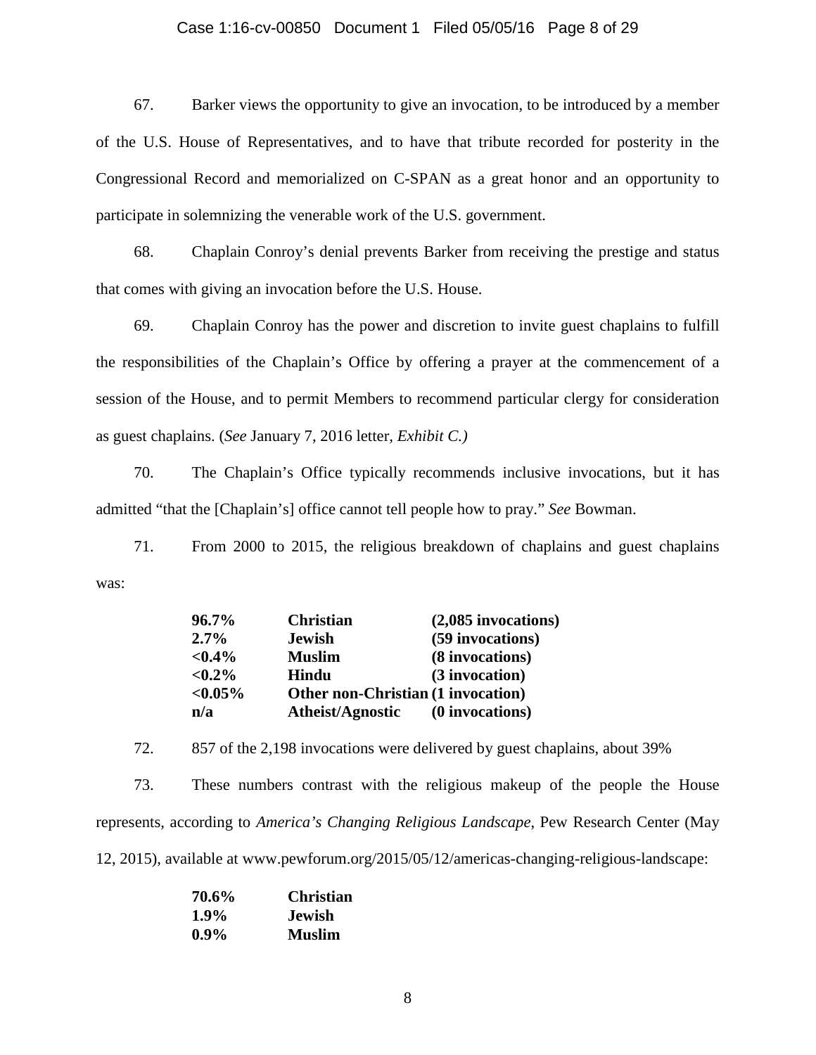67. Barker views the opportunity to give an invocation, to be introduced by a member of the U.S. House of Representatives, and to have that tribute recorded for posterity in the Congressional Record and memorialized on C-SPAN as a great honor and an opportunity to participate in solemnizing the venerable work of the U.S. government.

68. Chaplain Conroy's denial prevents Barker from receiving the prestige and status that comes with giving an invocation before the U.S. House.

69. Chaplain Conroy has the power and discretion to invite guest chaplains to fulfill the responsibilities of the Chaplain's Office by offering a prayer at the commencement of a session of the House, and to permit Members to recommend particular clergy for consideration as guest chaplains. (*See* January 7, 2016 letter, *Exhibit C.)*

70. The Chaplain's Office typically recommends inclusive invocations, but it has admitted "that the [Chaplain's] office cannot tell people how to pray." *See* Bowman.

71. From 2000 to 2015, the religious breakdown of chaplains and guest chaplains was:

| | | |
|---|---|---|
| **96.7%** | **Christian** | **(2,085 invocations)** |
| **2.7%** | **Jewish** | **(59 invocations)** |
| **<0.4%** | **Muslim** | **(8 invocations)** |
| **<0.2%** | **Hindu** | **(3 invocation)** |
| **<0.05%** | **Other non-Christian** | **(1 invocation)** |
| **n/a** | **Atheist/Agnostic** | **(0 invocations)** |

72. 857 of the 2,198 invocations were delivered by guest chaplains, about 39%

73. These numbers contrast with the religious makeup of the people the House represents, according to *America's Changing Religious Landscape*, Pew Research Center (May 12, 2015), available at www.pewforum.org/2015/05/12/americas-changing-religious-landscape:

| | |
|---|---|
| **70.6%** | **Christian** |
| **1.9%** | **Jewish** |
| **0.9%** | **Muslim** |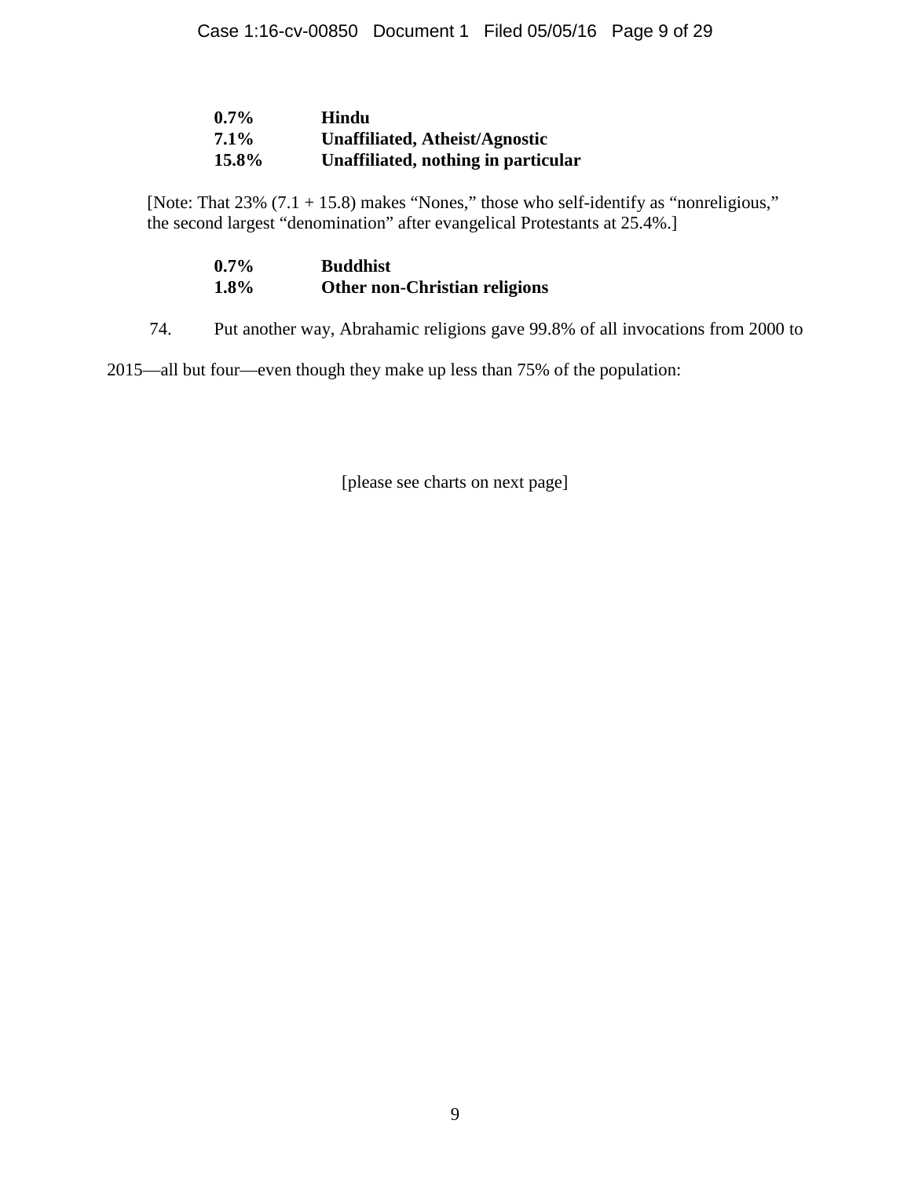| | |
|---|---|
| **0.7%** | **Hindu** |
| **7.1%** | **Unaffiliated, Atheist/Agnostic** |
| **15.8%** | **Unaffiliated, nothing in particular** |

[Note: That 23% (7.1 + 15.8) makes "Nones," those who self-identify as "nonreligious," the second largest "denomination" after evangelical Protestants at 25.4%.]

| | |
|---|---|
| **0.7%** | **Buddhist** |
| **1.8%** | **Other non-Christian religions** |

74. Put another way, Abrahamic religions gave 99.8% of all invocations from 2000 to 2015—all but four—even though they make up less than 75% of the population:

[please see charts on next page]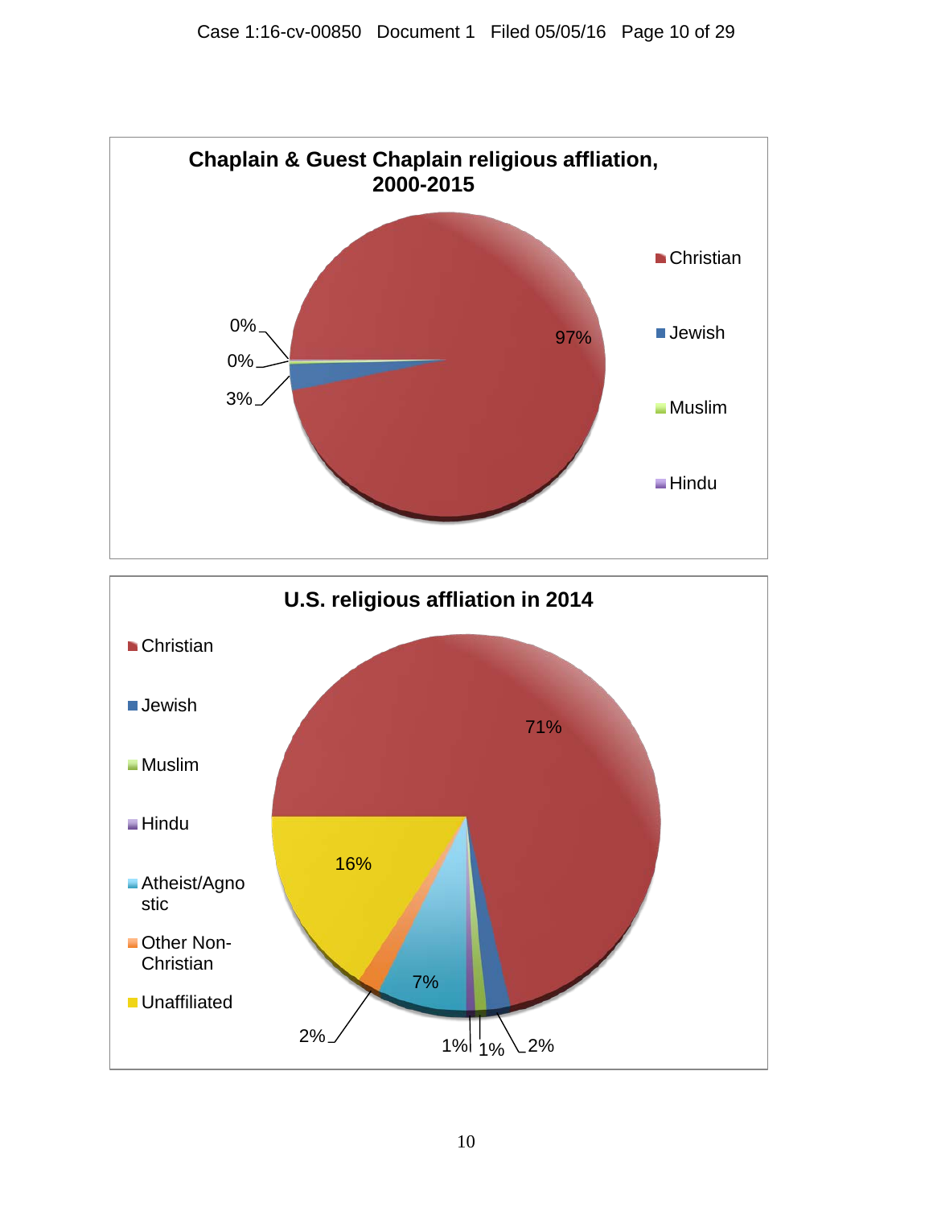**Chaplain & Guest Chaplain religious affliation, 2000-2015**

| Religious affiliation | Percentage |
|---|---|
| Christian | 97% |
| Jewish | 3% |
| Muslim | 0% |
| Hindu | 0% |

**U.S. religious affliation in 2014**

| Religious affiliation | Percentage |
|---|---|
| Christian | 71% |
| Jewish | 2% |
| Muslim | 1% |
| Hindu | 1% |
| Atheist/Agnostic | 7% |
| Other Non-Christian | 2% |
| Unaffiliated | 16% |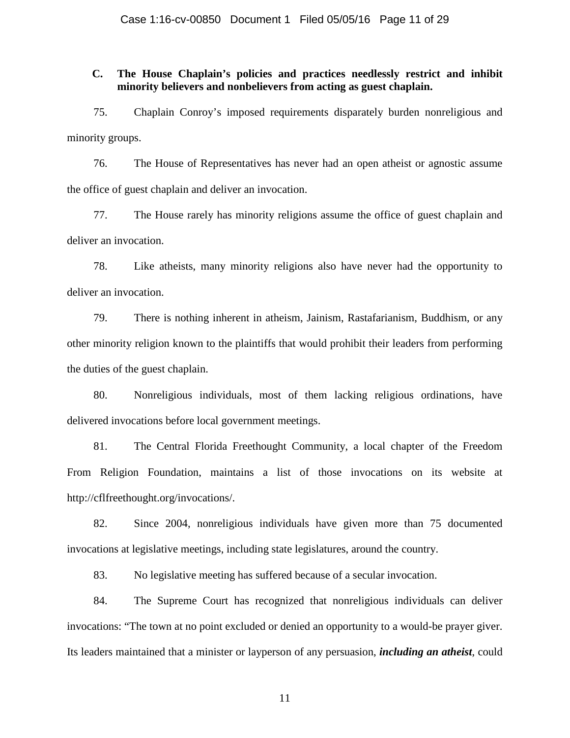### C. The House Chaplain's policies and practices needlessly restrict and inhibit minority believers and nonbelievers from acting as guest chaplain.

75. Chaplain Conroy's imposed requirements disparately burden nonreligious and minority groups.

76. The House of Representatives has never had an open atheist or agnostic assume the office of guest chaplain and deliver an invocation.

77. The House rarely has minority religions assume the office of guest chaplain and deliver an invocation.

78. Like atheists, many minority religions also have never had the opportunity to deliver an invocation.

79. There is nothing inherent in atheism, Jainism, Rastafarianism, Buddhism, or any other minority religion known to the plaintiffs that would prohibit their leaders from performing the duties of the guest chaplain.

80. Nonreligious individuals, most of them lacking religious ordinations, have delivered invocations before local government meetings.

81. The Central Florida Freethought Community, a local chapter of the Freedom From Religion Foundation, maintains a list of those invocations on its website at http://cflfreethought.org/invocations/.

82. Since 2004, nonreligious individuals have given more than 75 documented invocations at legislative meetings, including state legislatures, around the country.

83. No legislative meeting has suffered because of a secular invocation.

84. The Supreme Court has recognized that nonreligious individuals can deliver invocations: "The town at no point excluded or denied an opportunity to a would-be prayer giver. Its leaders maintained that a minister or layperson of any persuasion, ***including an atheist***, could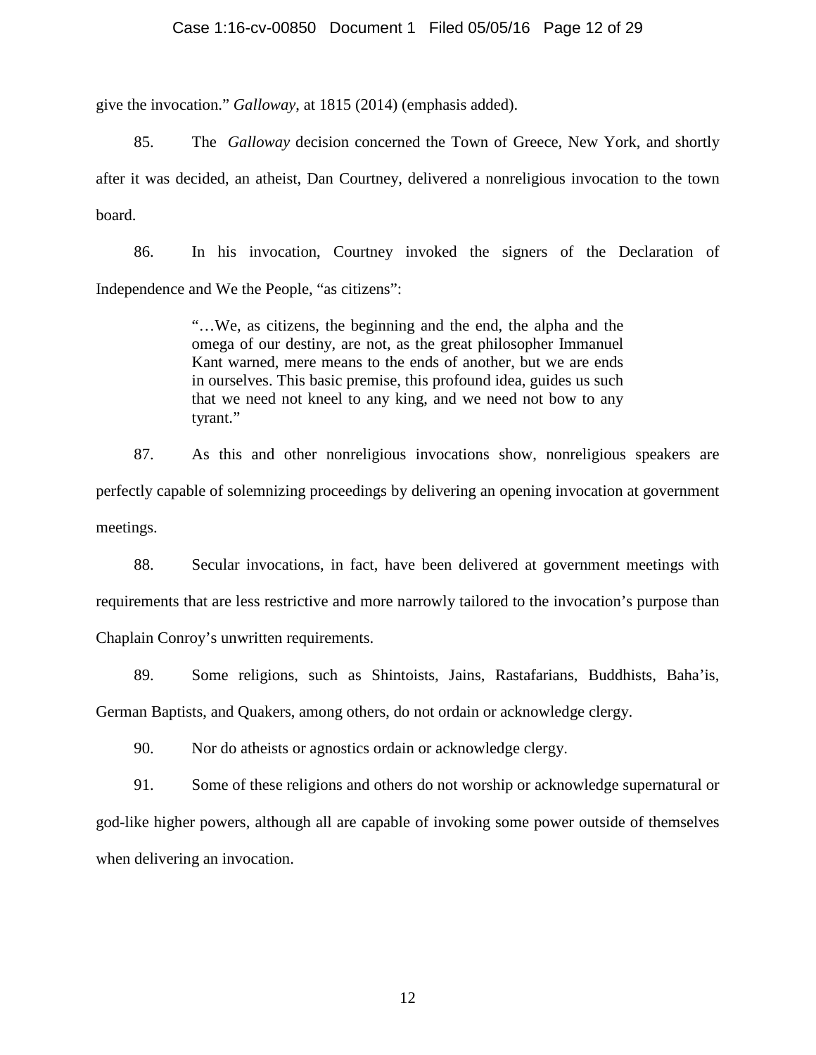give the invocation." *Galloway*, at 1815 (2014) (emphasis added).

85. The *Galloway* decision concerned the Town of Greece, New York, and shortly after it was decided, an atheist, Dan Courtney, delivered a nonreligious invocation to the town board.

86. In his invocation, Courtney invoked the signers of the Declaration of Independence and We the People, "as citizens":

> "…We, as citizens, the beginning and the end, the alpha and the omega of our destiny, are not, as the great philosopher Immanuel Kant warned, mere means to the ends of another, but we are ends in ourselves. This basic premise, this profound idea, guides us such that we need not kneel to any king, and we need not bow to any tyrant."

87. As this and other nonreligious invocations show, nonreligious speakers are perfectly capable of solemnizing proceedings by delivering an opening invocation at government meetings.

88. Secular invocations, in fact, have been delivered at government meetings with requirements that are less restrictive and more narrowly tailored to the invocation's purpose than Chaplain Conroy's unwritten requirements.

89. Some religions, such as Shintoists, Jains, Rastafarians, Buddhists, Baha'is, German Baptists, and Quakers, among others, do not ordain or acknowledge clergy.

90. Nor do atheists or agnostics ordain or acknowledge clergy.

91. Some of these religions and others do not worship or acknowledge supernatural or god-like higher powers, although all are capable of invoking some power outside of themselves when delivering an invocation.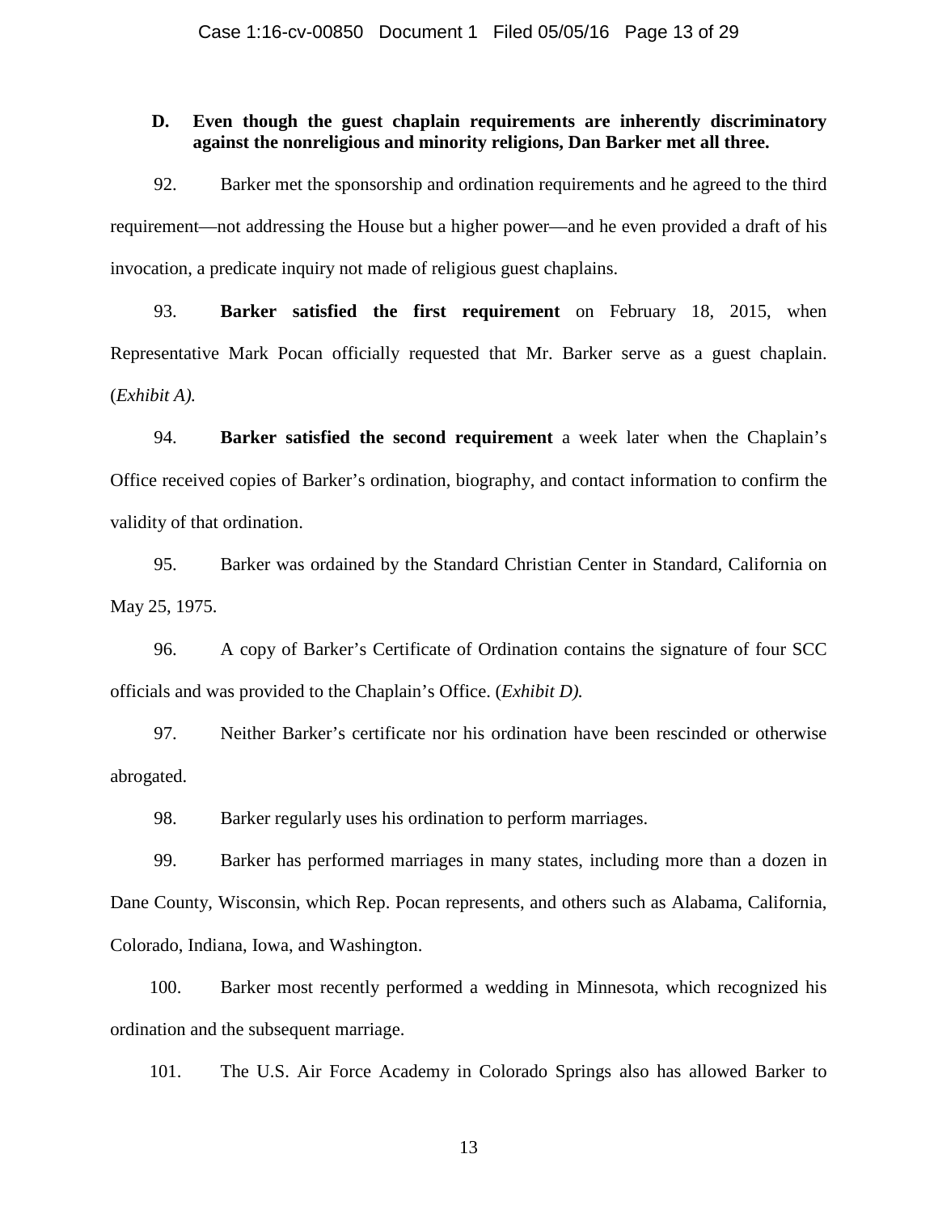**D. Even though the guest chaplain requirements are inherently discriminatory against the nonreligious and minority religions, Dan Barker met all three.**

92. Barker met the sponsorship and ordination requirements and he agreed to the third requirement—not addressing the House but a higher power—and he even provided a draft of his invocation, a predicate inquiry not made of religious guest chaplains.

93. **Barker satisfied the first requirement** on February 18, 2015, when Representative Mark Pocan officially requested that Mr. Barker serve as a guest chaplain. (*Exhibit A).*

94. **Barker satisfied the second requirement** a week later when the Chaplain's Office received copies of Barker's ordination, biography, and contact information to confirm the validity of that ordination.

95. Barker was ordained by the Standard Christian Center in Standard, California on May 25, 1975.

96. A copy of Barker's Certificate of Ordination contains the signature of four SCC officials and was provided to the Chaplain's Office. (*Exhibit D).*

97. Neither Barker's certificate nor his ordination have been rescinded or otherwise abrogated.

98. Barker regularly uses his ordination to perform marriages.

99. Barker has performed marriages in many states, including more than a dozen in Dane County, Wisconsin, which Rep. Pocan represents, and others such as Alabama, California, Colorado, Indiana, Iowa, and Washington.

100. Barker most recently performed a wedding in Minnesota, which recognized his ordination and the subsequent marriage.

101. The U.S. Air Force Academy in Colorado Springs also has allowed Barker to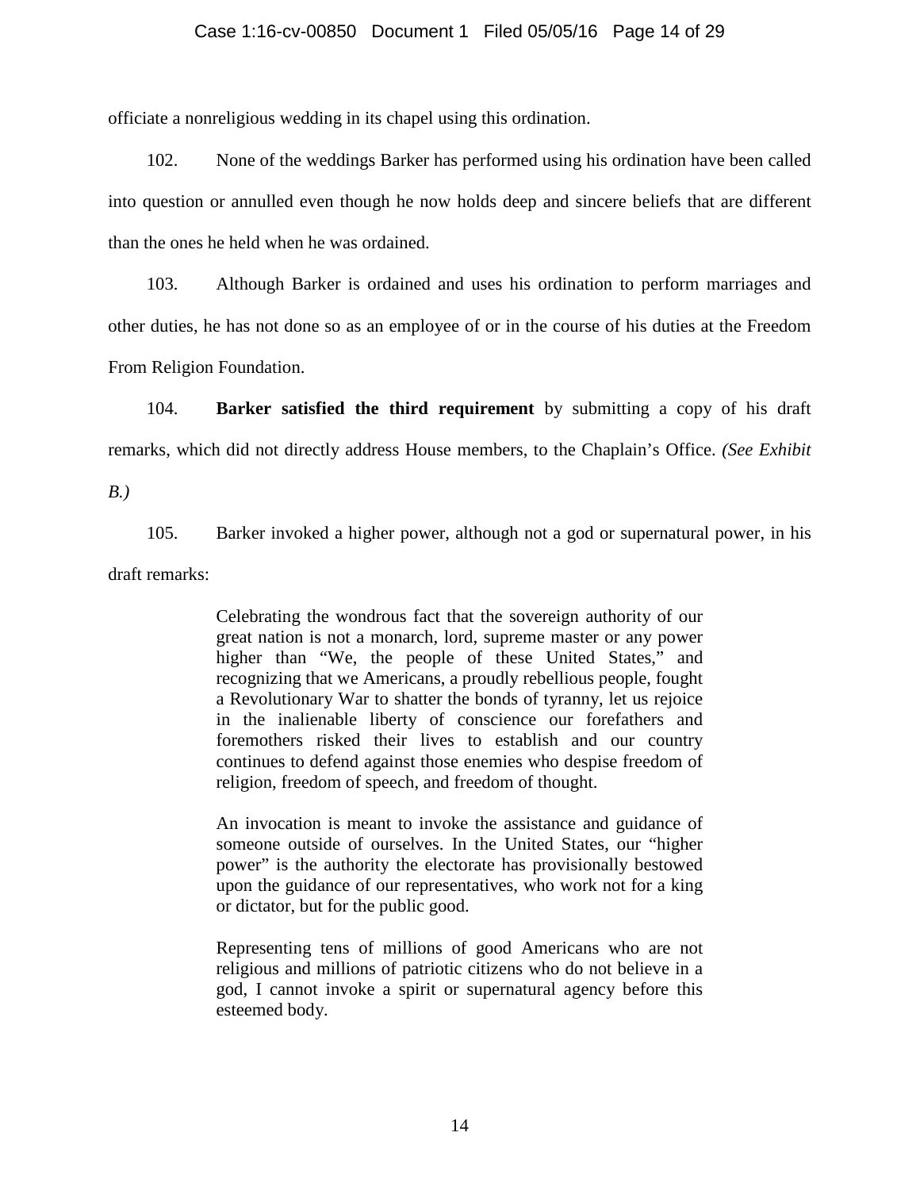officiate a nonreligious wedding in its chapel using this ordination.

102. None of the weddings Barker has performed using his ordination have been called into question or annulled even though he now holds deep and sincere beliefs that are different than the ones he held when he was ordained.

103. Although Barker is ordained and uses his ordination to perform marriages and other duties, he has not done so as an employee of or in the course of his duties at the Freedom From Religion Foundation.

104. **Barker satisfied the third requirement** by submitting a copy of his draft remarks, which did not directly address House members, to the Chaplain's Office. *(See Exhibit B.)*

105. Barker invoked a higher power, although not a god or supernatural power, in his draft remarks:

> Celebrating the wondrous fact that the sovereign authority of our great nation is not a monarch, lord, supreme master or any power higher than "We, the people of these United States," and recognizing that we Americans, a proudly rebellious people, fought a Revolutionary War to shatter the bonds of tyranny, let us rejoice in the inalienable liberty of conscience our forefathers and foremothers risked their lives to establish and our country continues to defend against those enemies who despise freedom of religion, freedom of speech, and freedom of thought.
>
> An invocation is meant to invoke the assistance and guidance of someone outside of ourselves. In the United States, our "higher power" is the authority the electorate has provisionally bestowed upon the guidance of our representatives, who work not for a king or dictator, but for the public good.
>
> Representing tens of millions of good Americans who are not religious and millions of patriotic citizens who do not believe in a god, I cannot invoke a spirit or supernatural agency before this esteemed body.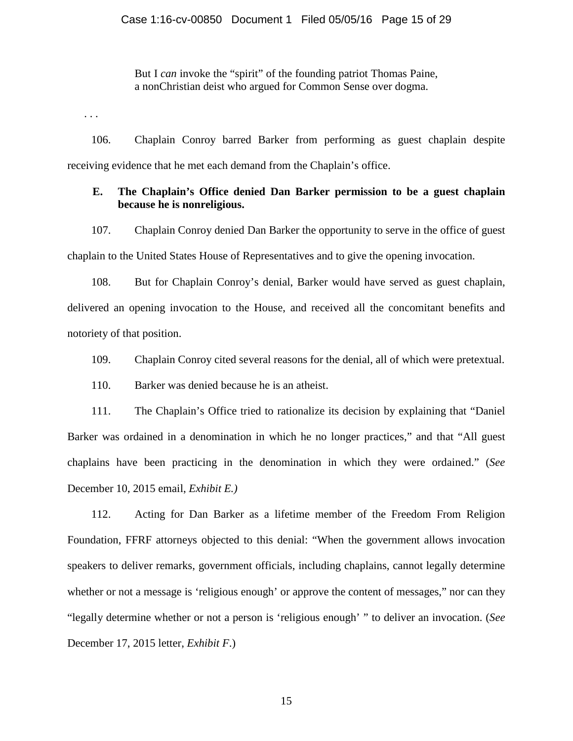> But I *can* invoke the "spirit" of the founding patriot Thomas Paine,
> a nonChristian deist who argued for Common Sense over dogma.

. . .

106. Chaplain Conroy barred Barker from performing as guest chaplain despite receiving evidence that he met each demand from the Chaplain's office.

**E. The Chaplain's Office denied Dan Barker permission to be a guest chaplain because he is nonreligious.**

107. Chaplain Conroy denied Dan Barker the opportunity to serve in the office of guest chaplain to the United States House of Representatives and to give the opening invocation.

108. But for Chaplain Conroy's denial, Barker would have served as guest chaplain, delivered an opening invocation to the House, and received all the concomitant benefits and notoriety of that position.

109. Chaplain Conroy cited several reasons for the denial, all of which were pretextual.

110. Barker was denied because he is an atheist.

111. The Chaplain's Office tried to rationalize its decision by explaining that "Daniel Barker was ordained in a denomination in which he no longer practices," and that "All guest chaplains have been practicing in the denomination in which they were ordained." (*See* December 10, 2015 email, *Exhibit E.)*

112. Acting for Dan Barker as a lifetime member of the Freedom From Religion Foundation, FFRF attorneys objected to this denial: "When the government allows invocation speakers to deliver remarks, government officials, including chaplains, cannot legally determine whether or not a message is 'religious enough' or approve the content of messages," nor can they "legally determine whether or not a person is 'religious enough' " to deliver an invocation. (*See* December 17, 2015 letter, *Exhibit F*.)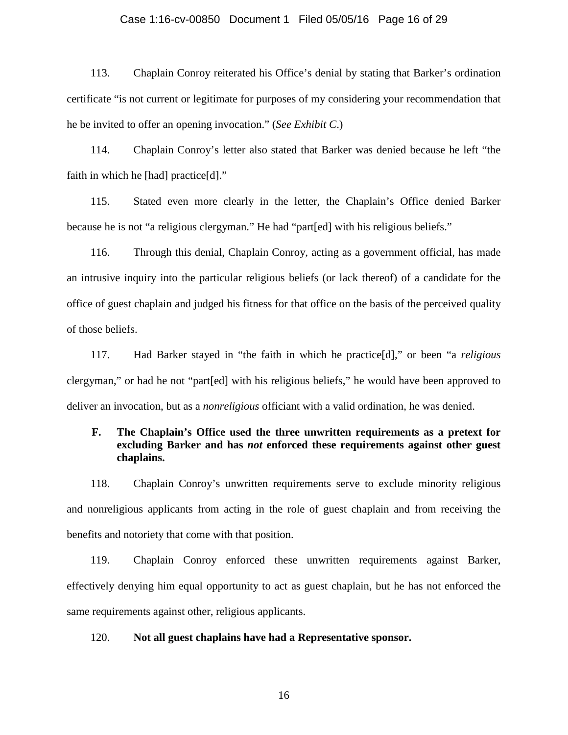113. Chaplain Conroy reiterated his Office's denial by stating that Barker's ordination certificate "is not current or legitimate for purposes of my considering your recommendation that he be invited to offer an opening invocation." (*See Exhibit C*.)

114. Chaplain Conroy's letter also stated that Barker was denied because he left "the faith in which he [had] practice[d]."

115. Stated even more clearly in the letter, the Chaplain's Office denied Barker because he is not "a religious clergyman." He had "part[ed] with his religious beliefs."

116. Through this denial, Chaplain Conroy, acting as a government official, has made an intrusive inquiry into the particular religious beliefs (or lack thereof) of a candidate for the office of guest chaplain and judged his fitness for that office on the basis of the perceived quality of those beliefs.

117. Had Barker stayed in "the faith in which he practice[d]," or been "a *religious* clergyman," or had he not "part[ed] with his religious beliefs," he would have been approved to deliver an invocation, but as a *nonreligious* officiant with a valid ordination, he was denied.

**F. The Chaplain's Office used the three unwritten requirements as a pretext for excluding Barker and has *not* enforced these requirements against other guest chaplains.**

118. Chaplain Conroy's unwritten requirements serve to exclude minority religious and nonreligious applicants from acting in the role of guest chaplain and from receiving the benefits and notoriety that come with that position.

119. Chaplain Conroy enforced these unwritten requirements against Barker, effectively denying him equal opportunity to act as guest chaplain, but he has not enforced the same requirements against other, religious applicants.

120. **Not all guest chaplains have had a Representative sponsor.**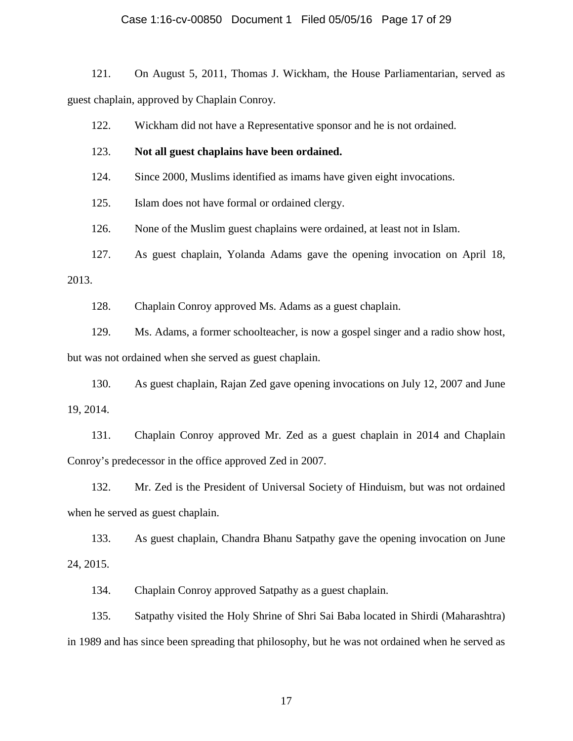121. On August 5, 2011, Thomas J. Wickham, the House Parliamentarian, served as guest chaplain, approved by Chaplain Conroy.

122. Wickham did not have a Representative sponsor and he is not ordained.

123. **Not all guest chaplains have been ordained.**

124. Since 2000, Muslims identified as imams have given eight invocations.

125. Islam does not have formal or ordained clergy.

126. None of the Muslim guest chaplains were ordained, at least not in Islam.

127. As guest chaplain, Yolanda Adams gave the opening invocation on April 18, 2013.

128. Chaplain Conroy approved Ms. Adams as a guest chaplain.

129. Ms. Adams, a former schoolteacher, is now a gospel singer and a radio show host, but was not ordained when she served as guest chaplain.

130. As guest chaplain, Rajan Zed gave opening invocations on July 12, 2007 and June 19, 2014.

131. Chaplain Conroy approved Mr. Zed as a guest chaplain in 2014 and Chaplain Conroy's predecessor in the office approved Zed in 2007.

132. Mr. Zed is the President of Universal Society of Hinduism, but was not ordained when he served as guest chaplain.

133. As guest chaplain, Chandra Bhanu Satpathy gave the opening invocation on June 24, 2015.

134. Chaplain Conroy approved Satpathy as a guest chaplain.

135. Satpathy visited the Holy Shrine of Shri Sai Baba located in Shirdi (Maharashtra) in 1989 and has since been spreading that philosophy, but he was not ordained when he served as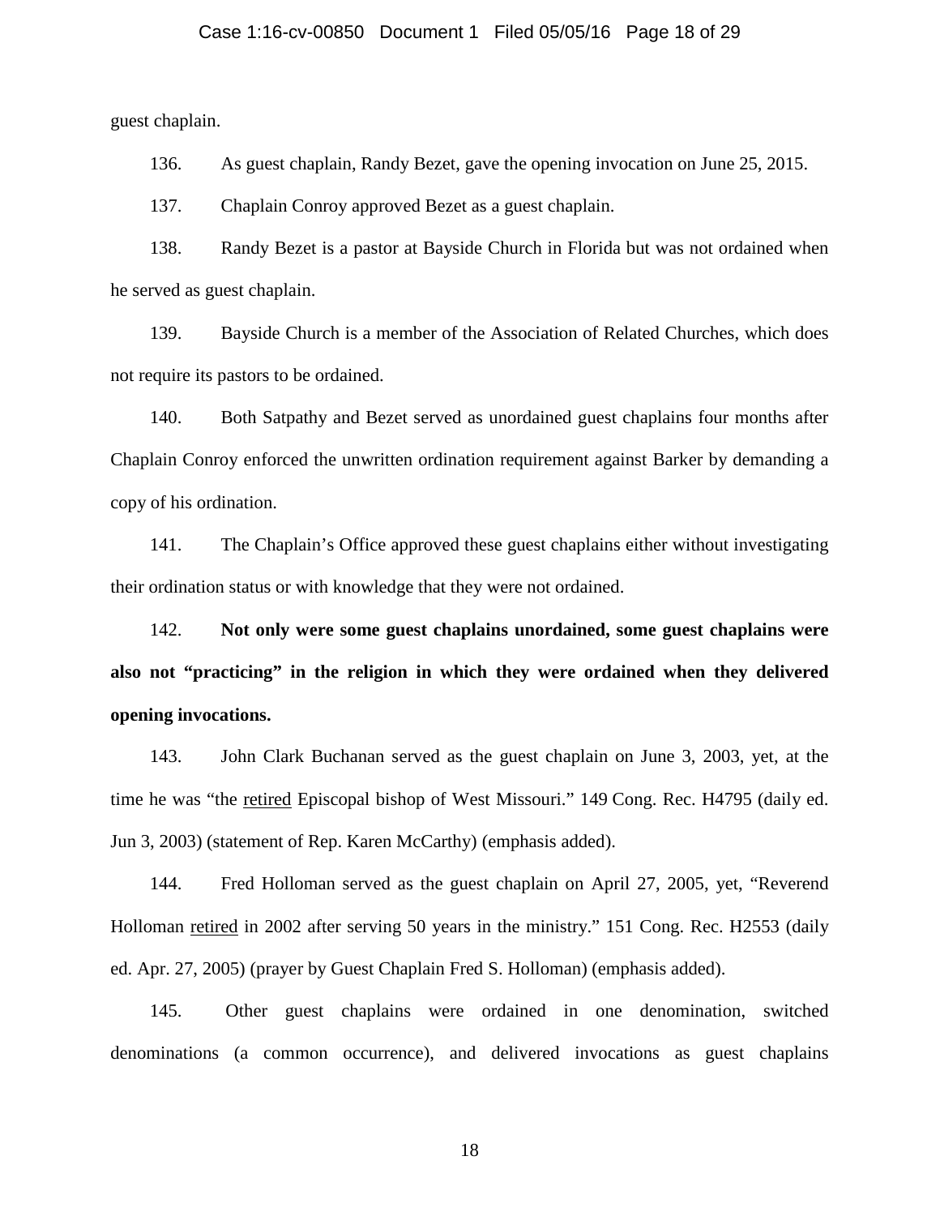guest chaplain.

136. As guest chaplain, Randy Bezet, gave the opening invocation on June 25, 2015.

137. Chaplain Conroy approved Bezet as a guest chaplain.

138. Randy Bezet is a pastor at Bayside Church in Florida but was not ordained when he served as guest chaplain.

139. Bayside Church is a member of the Association of Related Churches, which does not require its pastors to be ordained.

140. Both Satpathy and Bezet served as unordained guest chaplains four months after Chaplain Conroy enforced the unwritten ordination requirement against Barker by demanding a copy of his ordination.

141. The Chaplain's Office approved these guest chaplains either without investigating their ordination status or with knowledge that they were not ordained.

142. **Not only were some guest chaplains unordained, some guest chaplains were also not "practicing" in the religion in which they were ordained when they delivered opening invocations.**

143. John Clark Buchanan served as the guest chaplain on June 3, 2003, yet, at the time he was "the retired Episcopal bishop of West Missouri." 149 Cong. Rec. H4795 (daily ed. Jun 3, 2003) (statement of Rep. Karen McCarthy) (emphasis added).

144. Fred Holloman served as the guest chaplain on April 27, 2005, yet, "Reverend Holloman retired in 2002 after serving 50 years in the ministry." 151 Cong. Rec. H2553 (daily ed. Apr. 27, 2005) (prayer by Guest Chaplain Fred S. Holloman) (emphasis added).

145. Other guest chaplains were ordained in one denomination, switched denominations (a common occurrence), and delivered invocations as guest chaplains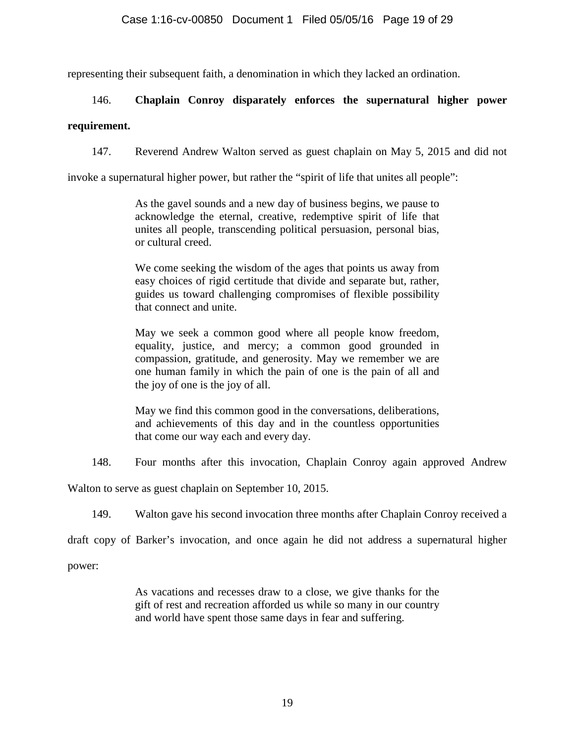representing their subsequent faith, a denomination in which they lacked an ordination.

146. **Chaplain Conroy disparately enforces the supernatural higher power requirement.**

147. Reverend Andrew Walton served as guest chaplain on May 5, 2015 and did not invoke a supernatural higher power, but rather the "spirit of life that unites all people":

> As the gavel sounds and a new day of business begins, we pause to acknowledge the eternal, creative, redemptive spirit of life that unites all people, transcending political persuasion, personal bias, or cultural creed.
>
> We come seeking the wisdom of the ages that points us away from easy choices of rigid certitude that divide and separate but, rather, guides us toward challenging compromises of flexible possibility that connect and unite.
>
> May we seek a common good where all people know freedom, equality, justice, and mercy; a common good grounded in compassion, gratitude, and generosity. May we remember we are one human family in which the pain of one is the pain of all and the joy of one is the joy of all.
>
> May we find this common good in the conversations, deliberations, and achievements of this day and in the countless opportunities that come our way each and every day.

148. Four months after this invocation, Chaplain Conroy again approved Andrew Walton to serve as guest chaplain on September 10, 2015.

149. Walton gave his second invocation three months after Chaplain Conroy received a draft copy of Barker's invocation, and once again he did not address a supernatural higher power:

> As vacations and recesses draw to a close, we give thanks for the gift of rest and recreation afforded us while so many in our country and world have spent those same days in fear and suffering.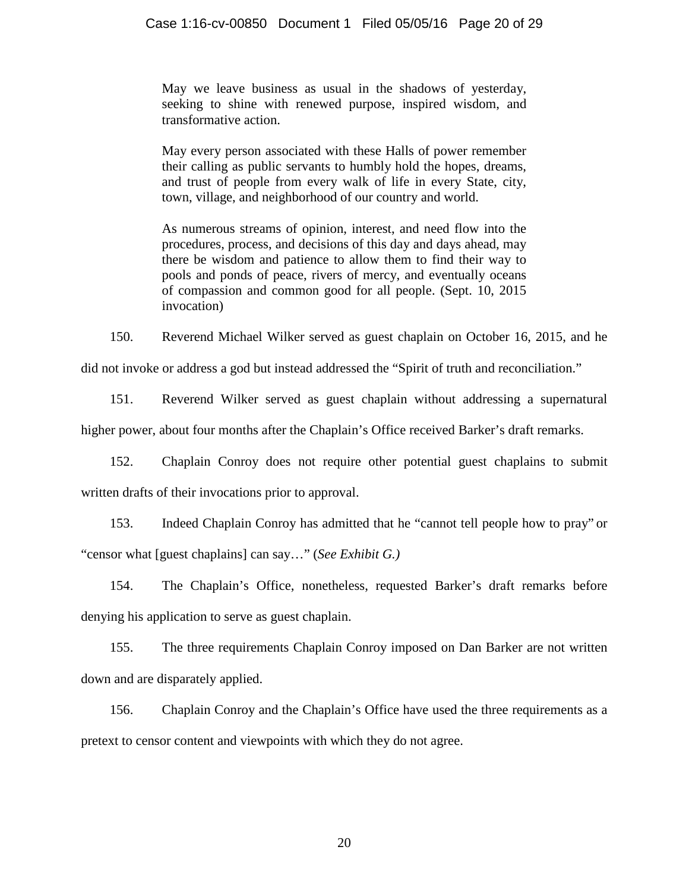> May we leave business as usual in the shadows of yesterday, seeking to shine with renewed purpose, inspired wisdom, and transformative action.
>
> May every person associated with these Halls of power remember their calling as public servants to humbly hold the hopes, dreams, and trust of people from every walk of life in every State, city, town, village, and neighborhood of our country and world.
>
> As numerous streams of opinion, interest, and need flow into the procedures, process, and decisions of this day and days ahead, may there be wisdom and patience to allow them to find their way to pools and ponds of peace, rivers of mercy, and eventually oceans of compassion and common good for all people. (Sept. 10, 2015 invocation)

150. Reverend Michael Wilker served as guest chaplain on October 16, 2015, and he did not invoke or address a god but instead addressed the "Spirit of truth and reconciliation."

151. Reverend Wilker served as guest chaplain without addressing a supernatural higher power, about four months after the Chaplain's Office received Barker's draft remarks.

152. Chaplain Conroy does not require other potential guest chaplains to submit written drafts of their invocations prior to approval.

153. Indeed Chaplain Conroy has admitted that he "cannot tell people how to pray" or "censor what [guest chaplains] can say…" (*See Exhibit G.)*

154. The Chaplain's Office, nonetheless, requested Barker's draft remarks before denying his application to serve as guest chaplain.

155. The three requirements Chaplain Conroy imposed on Dan Barker are not written down and are disparately applied.

156. Chaplain Conroy and the Chaplain's Office have used the three requirements as a pretext to censor content and viewpoints with which they do not agree.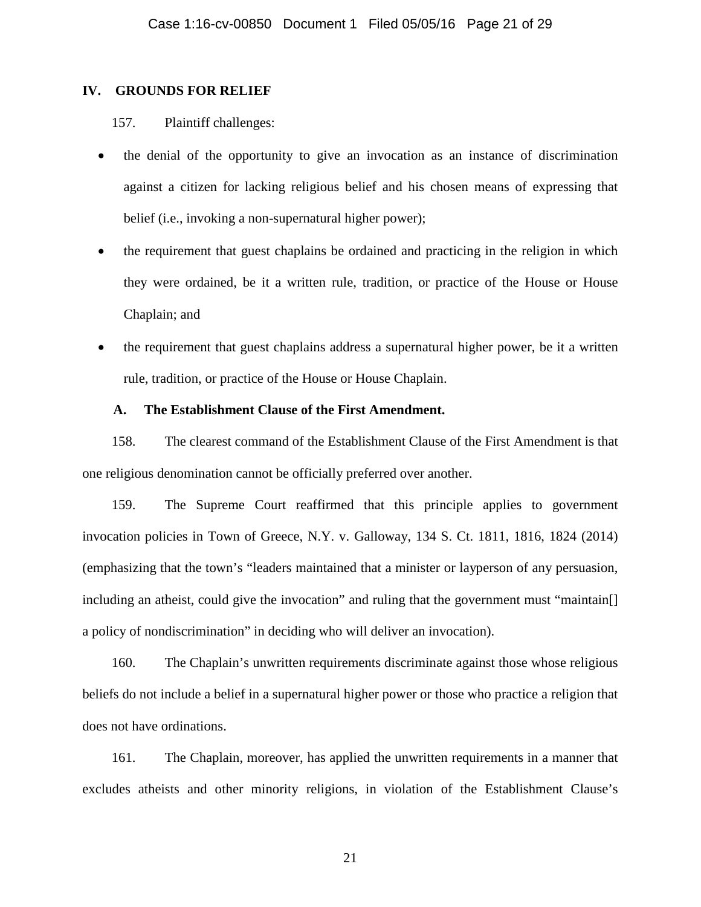## IV. GROUNDS FOR RELIEF

157. Plaintiff challenges:

- the denial of the opportunity to give an invocation as an instance of discrimination against a citizen for lacking religious belief and his chosen means of expressing that belief (i.e., invoking a non-supernatural higher power);
- the requirement that guest chaplains be ordained and practicing in the religion in which they were ordained, be it a written rule, tradition, or practice of the House or House Chaplain; and
- the requirement that guest chaplains address a supernatural higher power, be it a written rule, tradition, or practice of the House or House Chaplain.

### A. The Establishment Clause of the First Amendment.

158. The clearest command of the Establishment Clause of the First Amendment is that one religious denomination cannot be officially preferred over another.

159. The Supreme Court reaffirmed that this principle applies to government invocation policies in Town of Greece, N.Y. v. Galloway, 134 S. Ct. 1811, 1816, 1824 (2014) (emphasizing that the town's "leaders maintained that a minister or layperson of any persuasion, including an atheist, could give the invocation" and ruling that the government must "maintain[] a policy of nondiscrimination" in deciding who will deliver an invocation).

160. The Chaplain's unwritten requirements discriminate against those whose religious beliefs do not include a belief in a supernatural higher power or those who practice a religion that does not have ordinations.

161. The Chaplain, moreover, has applied the unwritten requirements in a manner that excludes atheists and other minority religions, in violation of the Establishment Clause's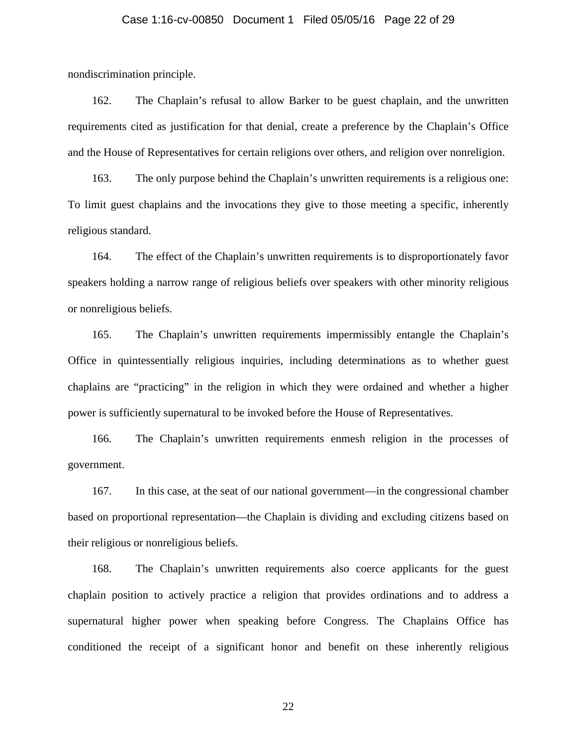nondiscrimination principle.

162. The Chaplain's refusal to allow Barker to be guest chaplain, and the unwritten requirements cited as justification for that denial, create a preference by the Chaplain's Office and the House of Representatives for certain religions over others, and religion over nonreligion.

163. The only purpose behind the Chaplain's unwritten requirements is a religious one: To limit guest chaplains and the invocations they give to those meeting a specific, inherently religious standard.

164. The effect of the Chaplain's unwritten requirements is to disproportionately favor speakers holding a narrow range of religious beliefs over speakers with other minority religious or nonreligious beliefs.

165. The Chaplain's unwritten requirements impermissibly entangle the Chaplain's Office in quintessentially religious inquiries, including determinations as to whether guest chaplains are "practicing" in the religion in which they were ordained and whether a higher power is sufficiently supernatural to be invoked before the House of Representatives.

166. The Chaplain's unwritten requirements enmesh religion in the processes of government.

167. In this case, at the seat of our national government—in the congressional chamber based on proportional representation—the Chaplain is dividing and excluding citizens based on their religious or nonreligious beliefs.

168. The Chaplain's unwritten requirements also coerce applicants for the guest chaplain position to actively practice a religion that provides ordinations and to address a supernatural higher power when speaking before Congress. The Chaplains Office has conditioned the receipt of a significant honor and benefit on these inherently religious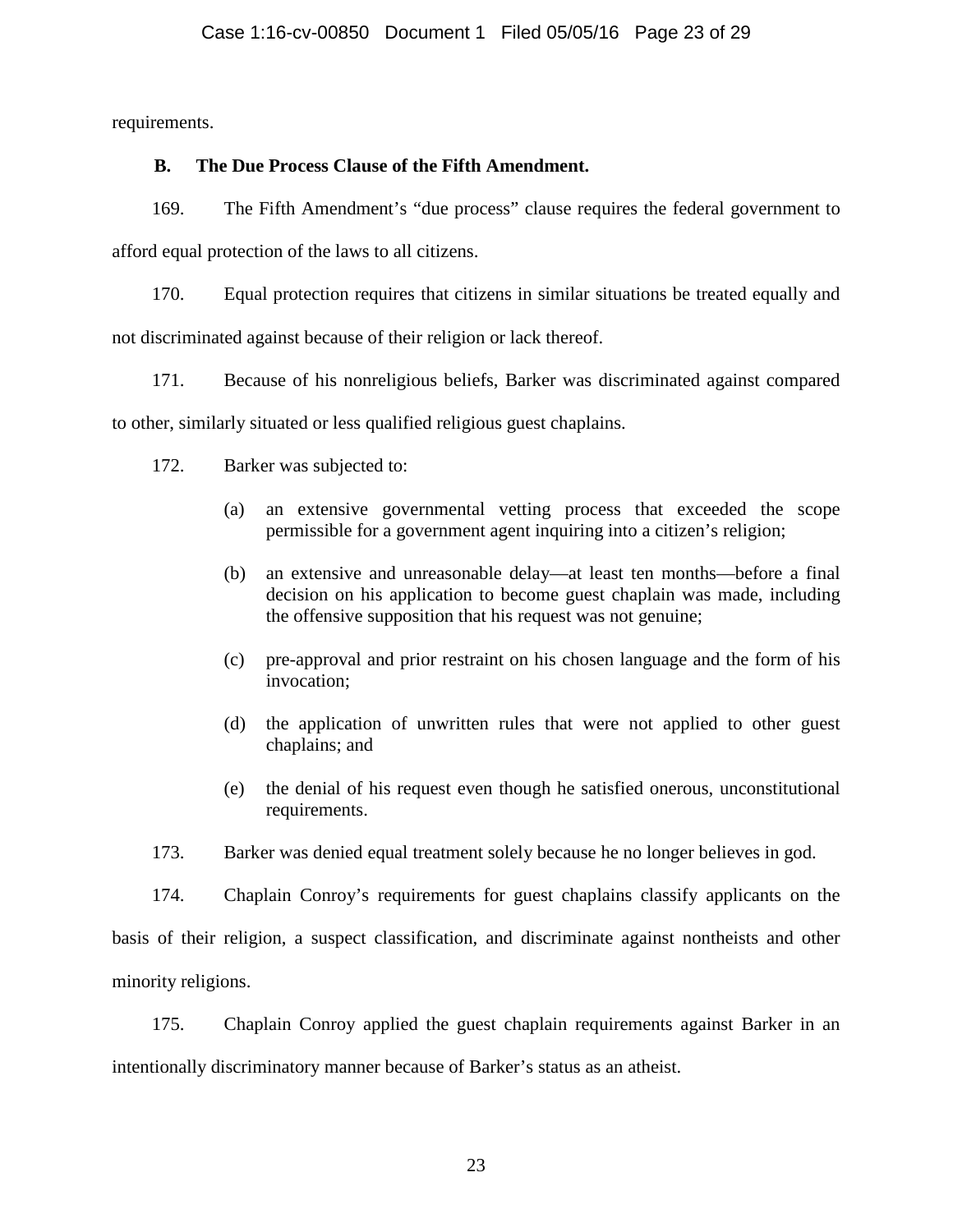requirements.

**B. The Due Process Clause of the Fifth Amendment.**

169. The Fifth Amendment's "due process" clause requires the federal government to afford equal protection of the laws to all citizens.

170. Equal protection requires that citizens in similar situations be treated equally and not discriminated against because of their religion or lack thereof.

171. Because of his nonreligious beliefs, Barker was discriminated against compared to other, similarly situated or less qualified religious guest chaplains.

172. Barker was subjected to:

(a) an extensive governmental vetting process that exceeded the scope permissible for a government agent inquiring into a citizen's religion;

(b) an extensive and unreasonable delay—at least ten months—before a final decision on his application to become guest chaplain was made, including the offensive supposition that his request was not genuine;

(c) pre-approval and prior restraint on his chosen language and the form of his invocation;

(d) the application of unwritten rules that were not applied to other guest chaplains; and

(e) the denial of his request even though he satisfied onerous, unconstitutional requirements.

173. Barker was denied equal treatment solely because he no longer believes in god.

174. Chaplain Conroy's requirements for guest chaplains classify applicants on the basis of their religion, a suspect classification, and discriminate against nontheists and other minority religions.

175. Chaplain Conroy applied the guest chaplain requirements against Barker in an intentionally discriminatory manner because of Barker's status as an atheist.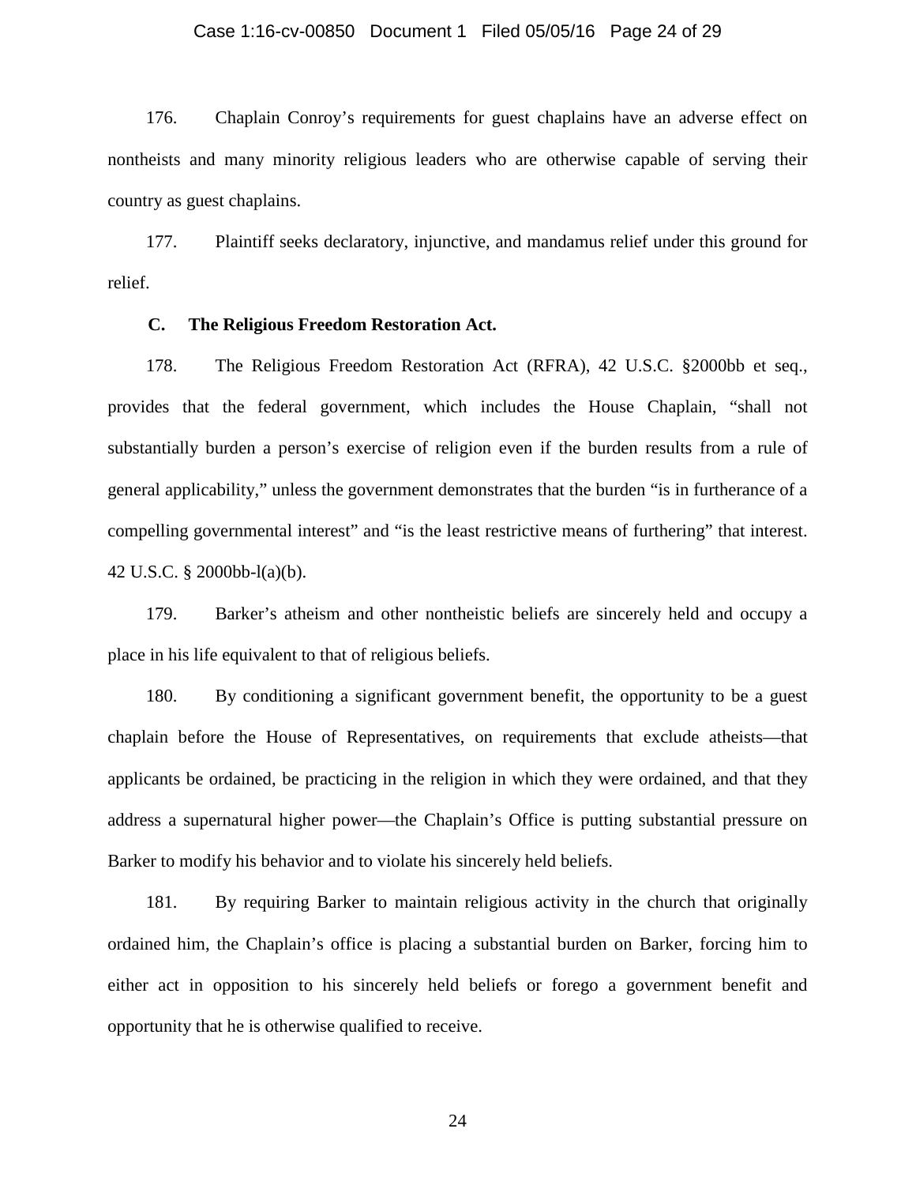176. Chaplain Conroy's requirements for guest chaplains have an adverse effect on nontheists and many minority religious leaders who are otherwise capable of serving their country as guest chaplains.

177. Plaintiff seeks declaratory, injunctive, and mandamus relief under this ground for relief.

### C. The Religious Freedom Restoration Act.

178. The Religious Freedom Restoration Act (RFRA), 42 U.S.C. §2000bb et seq., provides that the federal government, which includes the House Chaplain, "shall not substantially burden a person's exercise of religion even if the burden results from a rule of general applicability," unless the government demonstrates that the burden "is in furtherance of a compelling governmental interest" and "is the least restrictive means of furthering" that interest. 42 U.S.C. § 2000bb-l(a)(b).

179. Barker's atheism and other nontheistic beliefs are sincerely held and occupy a place in his life equivalent to that of religious beliefs.

180. By conditioning a significant government benefit, the opportunity to be a guest chaplain before the House of Representatives, on requirements that exclude atheists—that applicants be ordained, be practicing in the religion in which they were ordained, and that they address a supernatural higher power—the Chaplain's Office is putting substantial pressure on Barker to modify his behavior and to violate his sincerely held beliefs.

181. By requiring Barker to maintain religious activity in the church that originally ordained him, the Chaplain's office is placing a substantial burden on Barker, forcing him to either act in opposition to his sincerely held beliefs or forego a government benefit and opportunity that he is otherwise qualified to receive.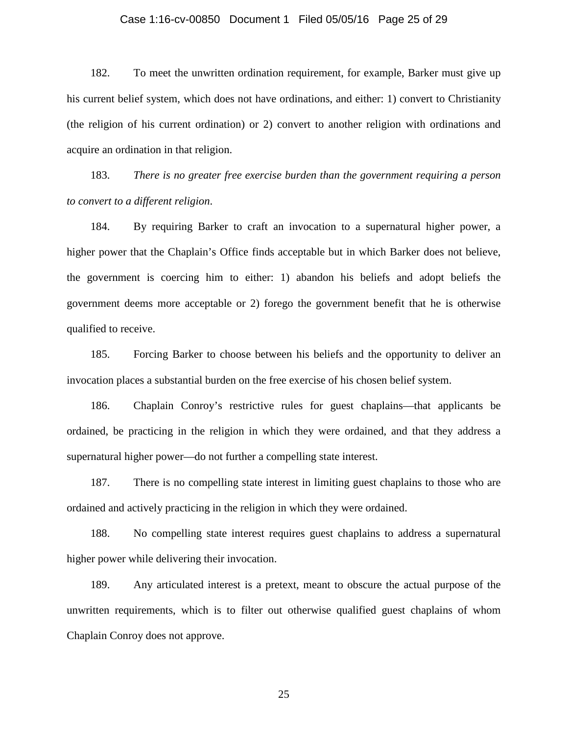182. To meet the unwritten ordination requirement, for example, Barker must give up his current belief system, which does not have ordinations, and either: 1) convert to Christianity (the religion of his current ordination) or 2) convert to another religion with ordinations and acquire an ordination in that religion.

183. *There is no greater free exercise burden than the government requiring a person to convert to a different religion*.

184. By requiring Barker to craft an invocation to a supernatural higher power, a higher power that the Chaplain's Office finds acceptable but in which Barker does not believe, the government is coercing him to either: 1) abandon his beliefs and adopt beliefs the government deems more acceptable or 2) forego the government benefit that he is otherwise qualified to receive.

185. Forcing Barker to choose between his beliefs and the opportunity to deliver an invocation places a substantial burden on the free exercise of his chosen belief system.

186. Chaplain Conroy's restrictive rules for guest chaplains—that applicants be ordained, be practicing in the religion in which they were ordained, and that they address a supernatural higher power—do not further a compelling state interest.

187. There is no compelling state interest in limiting guest chaplains to those who are ordained and actively practicing in the religion in which they were ordained.

188. No compelling state interest requires guest chaplains to address a supernatural higher power while delivering their invocation.

189. Any articulated interest is a pretext, meant to obscure the actual purpose of the unwritten requirements, which is to filter out otherwise qualified guest chaplains of whom Chaplain Conroy does not approve.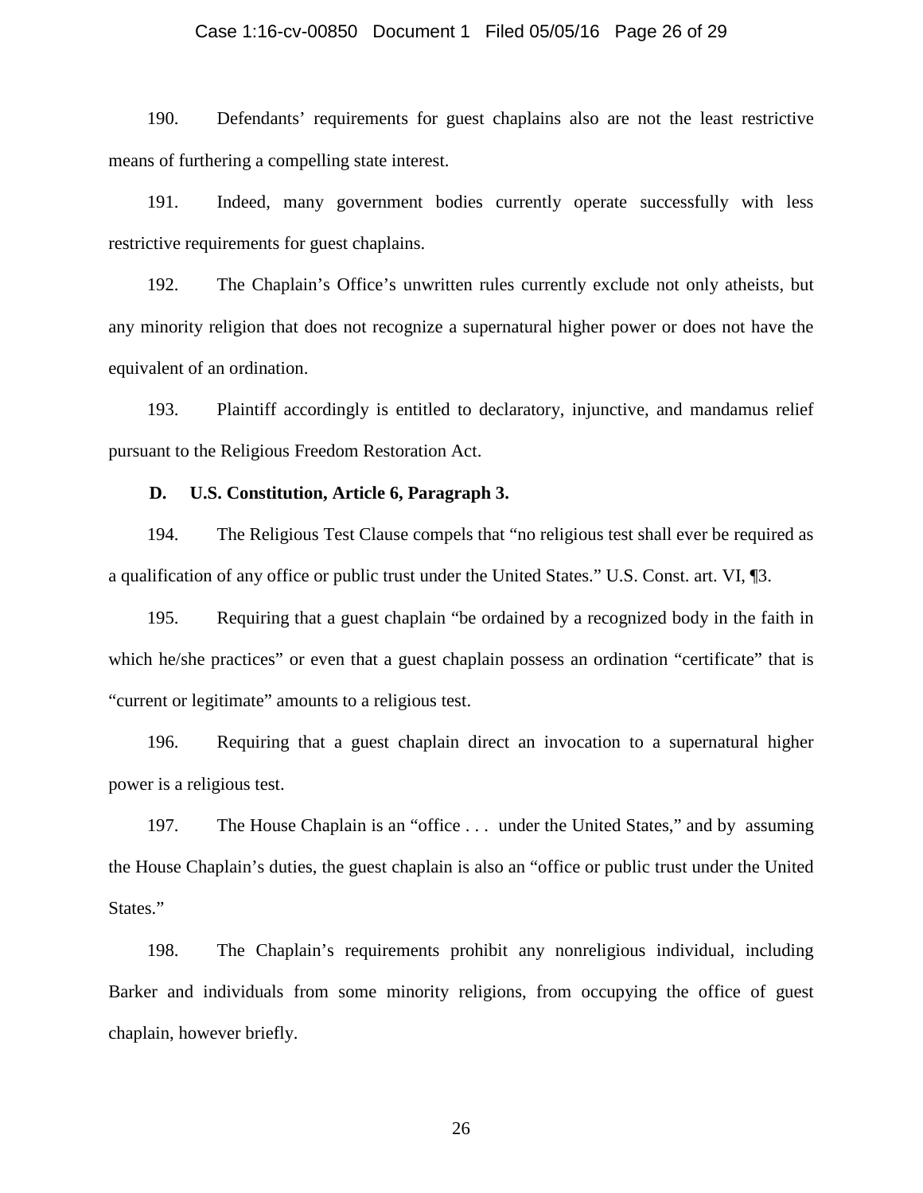190. Defendants' requirements for guest chaplains also are not the least restrictive means of furthering a compelling state interest.

191. Indeed, many government bodies currently operate successfully with less restrictive requirements for guest chaplains.

192. The Chaplain's Office's unwritten rules currently exclude not only atheists, but any minority religion that does not recognize a supernatural higher power or does not have the equivalent of an ordination.

193. Plaintiff accordingly is entitled to declaratory, injunctive, and mandamus relief pursuant to the Religious Freedom Restoration Act.

**D. U.S. Constitution, Article 6, Paragraph 3.**

194. The Religious Test Clause compels that "no religious test shall ever be required as a qualification of any office or public trust under the United States." U.S. Const. art. VI, ¶3.

195. Requiring that a guest chaplain "be ordained by a recognized body in the faith in which he/she practices" or even that a guest chaplain possess an ordination "certificate" that is "current or legitimate" amounts to a religious test.

196. Requiring that a guest chaplain direct an invocation to a supernatural higher power is a religious test.

197. The House Chaplain is an "office . . . under the United States," and by assuming the House Chaplain's duties, the guest chaplain is also an "office or public trust under the United States."

198. The Chaplain's requirements prohibit any nonreligious individual, including Barker and individuals from some minority religions, from occupying the office of guest chaplain, however briefly.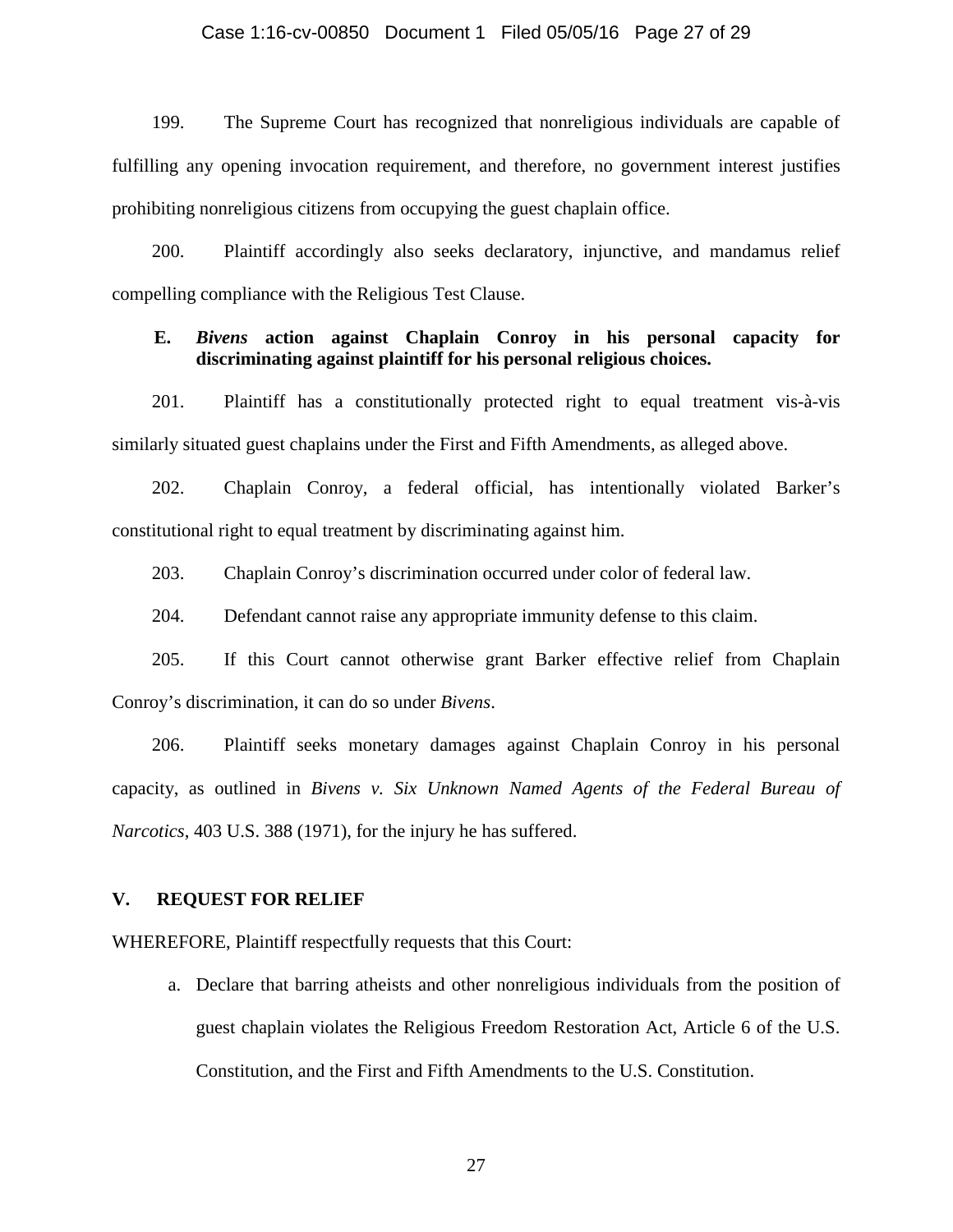199. The Supreme Court has recognized that nonreligious individuals are capable of fulfilling any opening invocation requirement, and therefore, no government interest justifies prohibiting nonreligious citizens from occupying the guest chaplain office.

200. Plaintiff accordingly also seeks declaratory, injunctive, and mandamus relief compelling compliance with the Religious Test Clause.

### E. *Bivens* action against Chaplain Conroy in his personal capacity for discriminating against plaintiff for his personal religious choices.

201. Plaintiff has a constitutionally protected right to equal treatment vis-à-vis similarly situated guest chaplains under the First and Fifth Amendments, as alleged above.

202. Chaplain Conroy, a federal official, has intentionally violated Barker's constitutional right to equal treatment by discriminating against him.

203. Chaplain Conroy's discrimination occurred under color of federal law.

204. Defendant cannot raise any appropriate immunity defense to this claim.

205. If this Court cannot otherwise grant Barker effective relief from Chaplain Conroy's discrimination, it can do so under *Bivens*.

206. Plaintiff seeks monetary damages against Chaplain Conroy in his personal capacity, as outlined in *Bivens v. Six Unknown Named Agents of the Federal Bureau of Narcotics*, 403 U.S. 388 (1971), for the injury he has suffered.

## V. REQUEST FOR RELIEF

WHEREFORE, Plaintiff respectfully requests that this Court:

a. Declare that barring atheists and other nonreligious individuals from the position of guest chaplain violates the Religious Freedom Restoration Act, Article 6 of the U.S. Constitution, and the First and Fifth Amendments to the U.S. Constitution.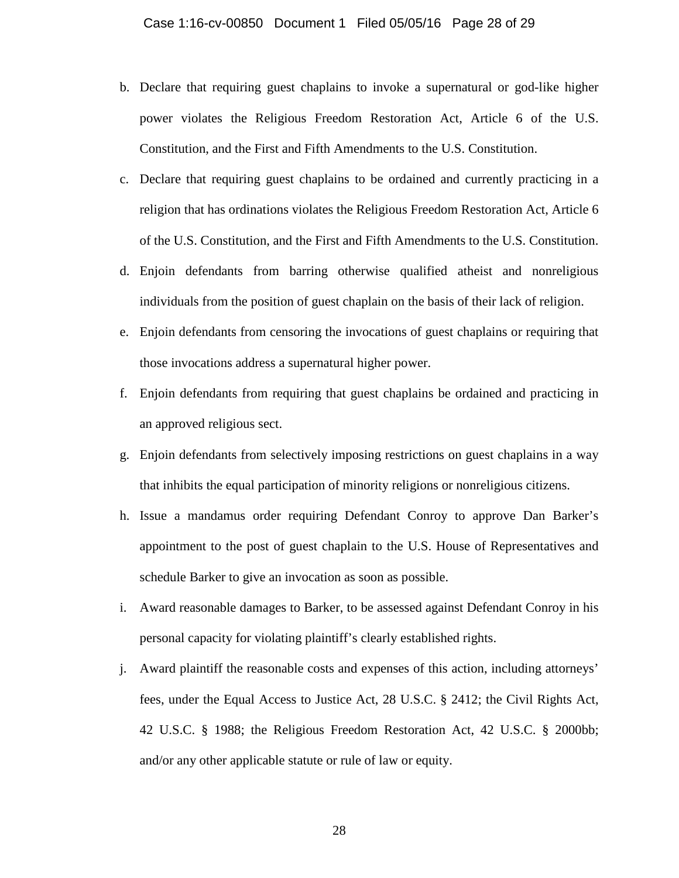b. Declare that requiring guest chaplains to invoke a supernatural or god-like higher power violates the Religious Freedom Restoration Act, Article 6 of the U.S. Constitution, and the First and Fifth Amendments to the U.S. Constitution.

c. Declare that requiring guest chaplains to be ordained and currently practicing in a religion that has ordinations violates the Religious Freedom Restoration Act, Article 6 of the U.S. Constitution, and the First and Fifth Amendments to the U.S. Constitution.

d. Enjoin defendants from barring otherwise qualified atheist and nonreligious individuals from the position of guest chaplain on the basis of their lack of religion.

e. Enjoin defendants from censoring the invocations of guest chaplains or requiring that those invocations address a supernatural higher power.

f. Enjoin defendants from requiring that guest chaplains be ordained and practicing in an approved religious sect.

g. Enjoin defendants from selectively imposing restrictions on guest chaplains in a way that inhibits the equal participation of minority religions or nonreligious citizens.

h. Issue a mandamus order requiring Defendant Conroy to approve Dan Barker's appointment to the post of guest chaplain to the U.S. House of Representatives and schedule Barker to give an invocation as soon as possible.

i. Award reasonable damages to Barker, to be assessed against Defendant Conroy in his personal capacity for violating plaintiff's clearly established rights.

j. Award plaintiff the reasonable costs and expenses of this action, including attorneys' fees, under the Equal Access to Justice Act, 28 U.S.C. § 2412; the Civil Rights Act, 42 U.S.C. § 1988; the Religious Freedom Restoration Act, 42 U.S.C. § 2000bb; and/or any other applicable statute or rule of law or equity.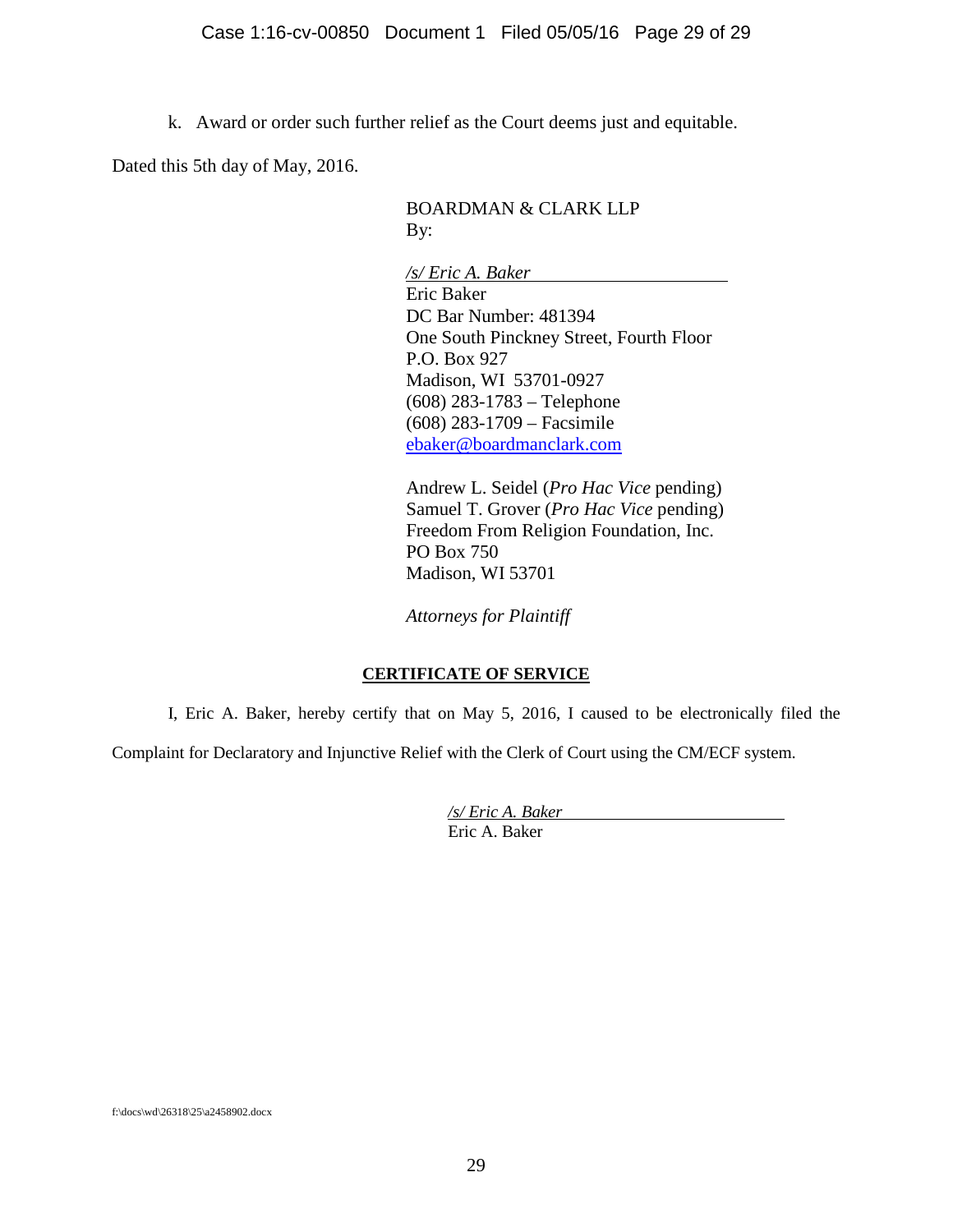k. Award or order such further relief as the Court deems just and equitable.

Dated this 5th day of May, 2016.

BOARDMAN & CLARK LLP
By:

*/s/ Eric A. Baker*
Eric Baker
DC Bar Number: 481394
One South Pinckney Street, Fourth Floor
P.O. Box 927
Madison, WI 53701-0927
(608) 283-1783 – Telephone
(608) 283-1709 – Facsimile
ebaker@boardmanclark.com

Andrew L. Seidel (*Pro Hac Vice* pending)
Samuel T. Grover (*Pro Hac Vice* pending)
Freedom From Religion Foundation, Inc.
PO Box 750
Madison, WI 53701

*Attorneys for Plaintiff*

**CERTIFICATE OF SERVICE**

I, Eric A. Baker, hereby certify that on May 5, 2016, I caused to be electronically filed the Complaint for Declaratory and Injunctive Relief with the Clerk of Court using the CM/ECF system.

*/s/ Eric A. Baker*
Eric A. Baker

f:\docs\wd\26318\25\a2458902.docx